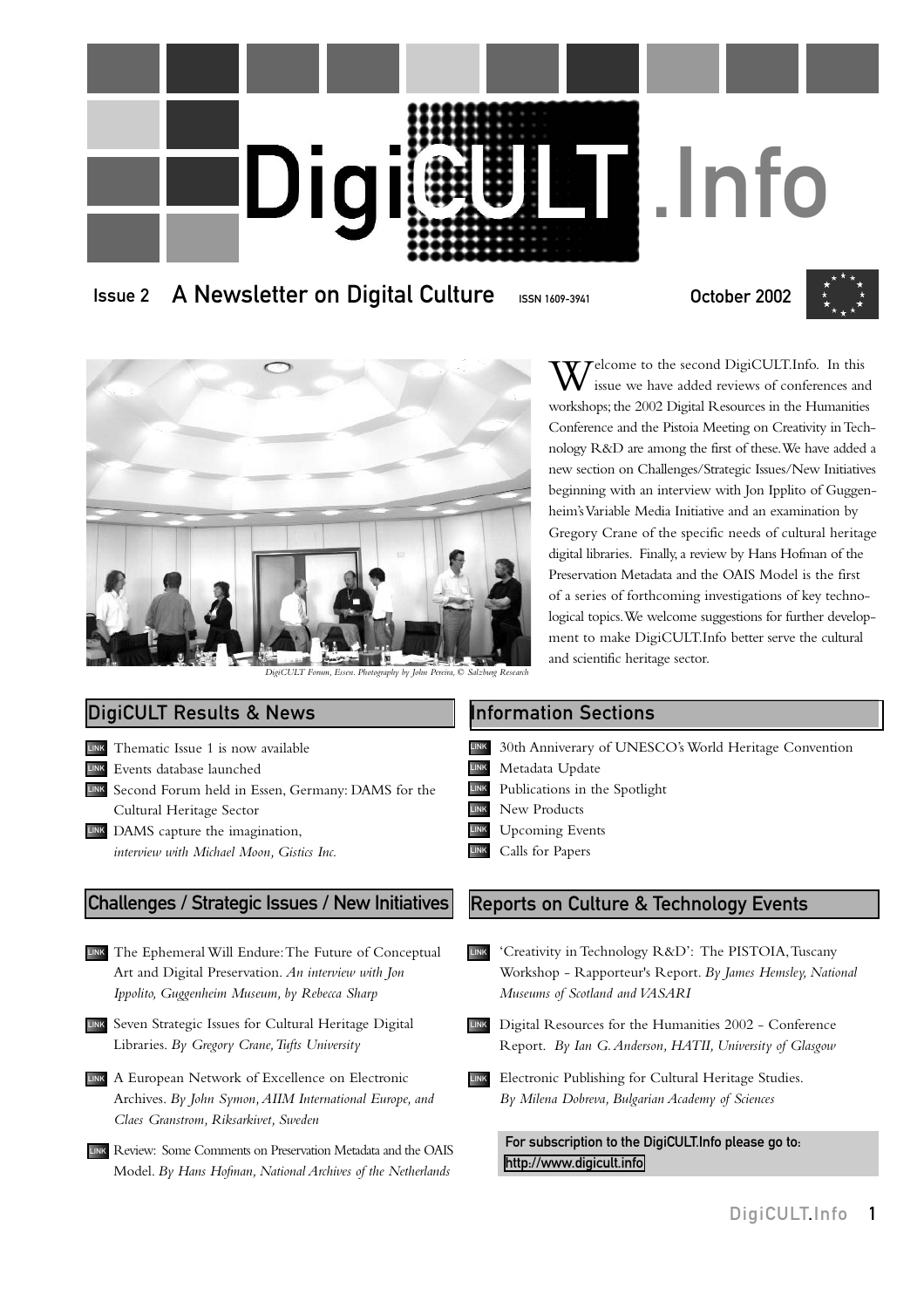# DigiCULT.Info

**Issue 2 — A Newsletter on Digital Culture** — ISSN 1609-3941 — October 2002

*DigiCULT Forum, Essen. Photography by John Pereira, © Salzburg Research*

Welcome to the second DigiCULT.Info. In this issue we have added reviews of conferences and workshops; the 2002 Digital Resources in the Humanities Conference and the Pistoia Meeting on Creativity in Technology R&D are among the first of these. We have added a new section on Challenges/Strategic Issues/New Initiatives beginning with an interview with Jon Ipplito of Guggenheim's Variable Media Initiative and an examination by Gregory Crane of the specific needs of cultural heritage digital libraries. Finally, a review by Hans Hofman of the Preservation Metadata and the OAIS Model is the first of a series of forthcoming investigations of key technological topics. We welcome suggestions for further development to make DigiCULT.Info better serve the cultural and scientific heritage sector.

## DigiCULT Results & News

- LINK Thematic Issue 1 is now available
- LINK Events database launched
- LINK Second Forum held in Essen, Germany: DAMS for the Cultural Heritage Sector
- LINK DAMS capture the imagination, *interview with Michael Moon, Gistics Inc.*

## Challenges / Strategic Issues / New Initiatives

- LINK The Ephemeral Will Endure: The Future of Conceptual Art and Digital Preservation. *An interview with Jon Ippolito, Guggenheim Museum, by Rebecca Sharp*
- LINK Seven Strategic Issues for Cultural Heritage Digital Libraries. *By Gregory Crane, Tufts University*
- LINK A European Network of Excellence on Electronic Archives. *By John Symon, AIIM International Europe, and Claes Granstrom, Riksarkivet, Sweden*
- LINK Review: Some Comments on Preservation Metadata and the OAIS Model. *By Hans Hofman, National Archives of the Netherlands*

## Information Sections

- LINK 30th Anniverary of UNESCO's World Heritage Convention
- LINK Metadata Update
- LINK Publications in the Spotlight
- LINK New Products
- LINK Upcoming Events
- LINK Calls for Papers

## Reports on Culture & Technology Events

- LINK 'Creativity in Technology R&D': The PISTOIA, Tuscany Workshop - Rapporteur's Report. *By James Hemsley, National Museums of Scotland and VASARI*
- LINK Digital Resources for the Humanities 2002 - Conference Report. *By Ian G. Anderson, HATII, University of Glasgow*
- LINK Electronic Publishing for Cultural Heritage Studies. *By Milena Dobreva, Bulgarian Academy of Sciences*

**For subscription to the DigiCULT.Info please go to: http://www.digicult.info**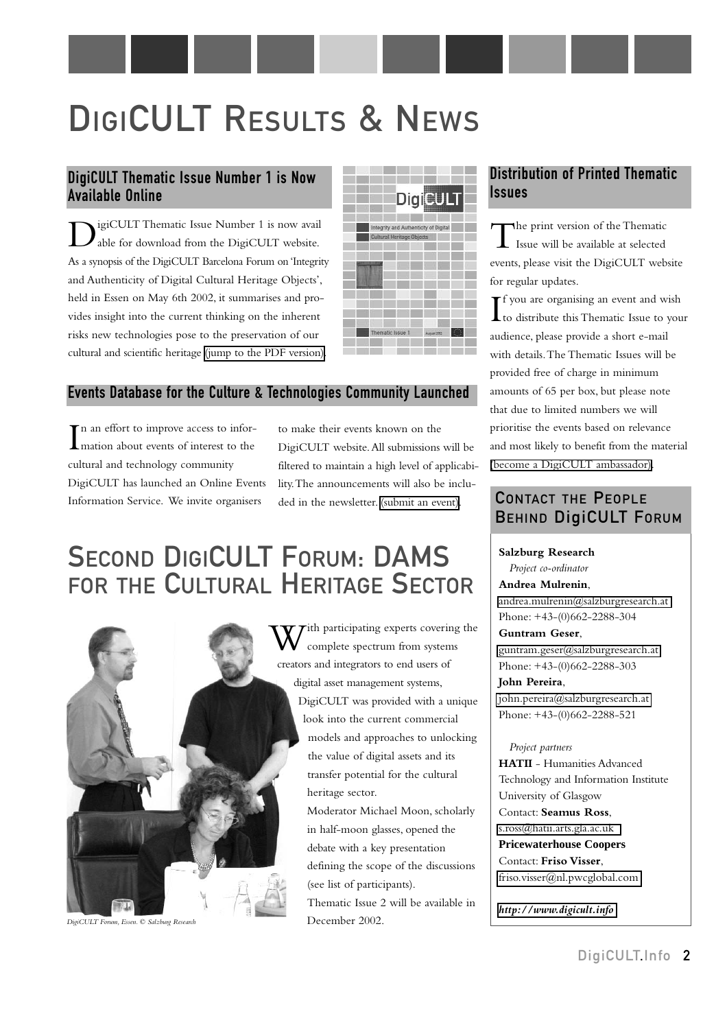# DigiCULT Results & News

## DigiCULT Thematic Issue Number 1 is Now Available Online

DigiCULT Thematic Issue Number 1 is now available for download from the DigiCULT website. As a synopsis of the DigiCULT Barcelona Forum on 'Integrity and Authenticity of Digital Cultural Heritage Objects', held in Essen on May 6th 2002, it summarises and provides insight into the current thinking on the inherent risks new technologies pose to the preservation of our cultural and scientific heritage (jump to the PDF version).

## Events Database for the Culture & Technologies Community Launched

In an effort to improve access to information about events of interest to the cultural and technology community DigiCULT has launched an Online Events Information Service. We invite organisers to make their events known on the DigiCULT website. All submissions will be filtered to maintain a high level of applicability. The announcements will also be included in the newsletter. (submit an event).

# Second DigiCULT Forum: DAMS for the Cultural Heritage Sector

*DigiCULT Forum, Essen. © Salzburg Research*

With participating experts covering the complete spectrum from systems creators and integrators to end users of digital asset management systems, DigiCULT was provided with a unique look into the current commercial models and approaches to unlocking the value of digital assets and its transfer potential for the cultural heritage sector.

Moderator Michael Moon, scholarly in half-moon glasses, opened the debate with a key presentation defining the scope of the discussions (see list of participants).

Thematic Issue 2 will be available in December 2002.

## Distribution of Printed Thematic Issues

The print version of the Thematic Issue will be available at selected events, please visit the DigiCULT website for regular updates.

If you are organising an event and wish to distribute this Thematic Issue to your audience, please provide a short e-mail with details. The Thematic Issues will be provided free of charge in minimum amounts of 65 per box, but please note that due to limited numbers we will prioritise the events based on relevance and most likely to benefit from the material (become a DigiCULT ambassador).

## Contact the People Behind DigiCULT Forum

**Salzburg Research**
*Project co-ordinator*

**Andrea Mulrenin**,
andrea.mulrenin@salzburgresearch.at
Phone: +43-(0)662-2288-304

**Guntram Geser**,
guntram.geser@salzburgresearch.at
Phone: +43-(0)662-2288-303

**John Pereira**,
john.pereira@salzburgresearch.at
Phone: +43-(0)662-2288-521

*Project partners*

**HATII** - Humanities Advanced Technology and Information Institute University of Glasgow
Contact: **Seamus Ross**,
s.ross@hatii.arts.gla.ac.uk

**Pricewaterhouse Coopers**
Contact: **Friso Visser**,
friso.visser@nl.pwcglobal.com

***http://www.digicult.info***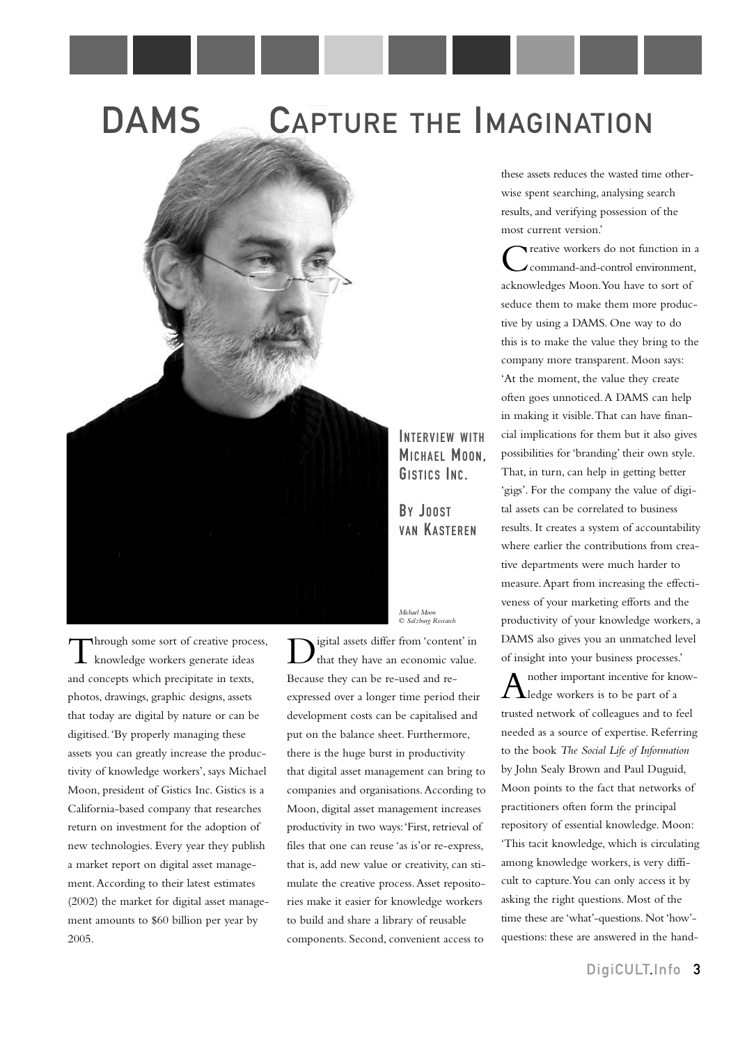# DAMS Capture the Imagination

**Interview with Michael Moon, Gistics Inc.**

**By Joost van Kasteren**

*Michael Moon © Salzburg Research*

Through some sort of creative process, knowledge workers generate ideas and concepts which precipitate in texts, photos, drawings, graphic designs, assets that today are digital by nature or can be digitised. 'By properly managing these assets you can greatly increase the productivity of knowledge workers', says Michael Moon, president of Gistics Inc. Gistics is a California-based company that researches return on investment for the adoption of new technologies. Every year they publish a market report on digital asset management. According to their latest estimates (2002) the market for digital asset management amounts to $60 billion per year by 2005.

Digital assets differ from 'content' in that they have an economic value. Because they can be re-used and re-expressed over a longer time period their development costs can be capitalised and put on the balance sheet. Furthermore, there is the huge burst in productivity that digital asset management can bring to companies and organisations. According to Moon, digital asset management increases productivity in two ways: 'First, retrieval of files that one can reuse 'as is' or re-express, that is, add new value or creativity, can stimulate the creative process. Asset repositories make it easier for knowledge workers to build and share a library of reusable components. Second, convenient access to these assets reduces the wasted time otherwise spent searching, analysing search results, and verifying possession of the most current version.'

Creative workers do not function in a command-and-control environment, acknowledges Moon. You have to sort of seduce them to make them more productive by using a DAMS. One way to do this is to make the value they bring to the company more transparent. Moon says: 'At the moment, the value they create often goes unnoticed. A DAMS can help in making it visible. That can have financial implications for them but it also gives possibilities for 'branding' their own style. That, in turn, can help in getting better 'gigs'. For the company the value of digital assets can be correlated to business results. It creates a system of accountability where earlier the contributions from creative departments were much harder to measure. Apart from increasing the effectiveness of your marketing efforts and the productivity of your knowledge workers, a DAMS also gives you an unmatched level of insight into your business processes.'

Another important incentive for knowledge workers is to be part of a trusted network of colleagues and to feel needed as a source of expertise. Referring to the book *The Social Life of Information* by John Sealy Brown and Paul Duguid, Moon points to the fact that networks of practitioners often form the principal repository of essential knowledge. Moon: 'This tacit knowledge, which is circulating among knowledge workers, is very difficult to capture. You can only access it by asking the right questions. Most of the time these are 'what'-questions. Not 'how'-questions: these are answered in the hand-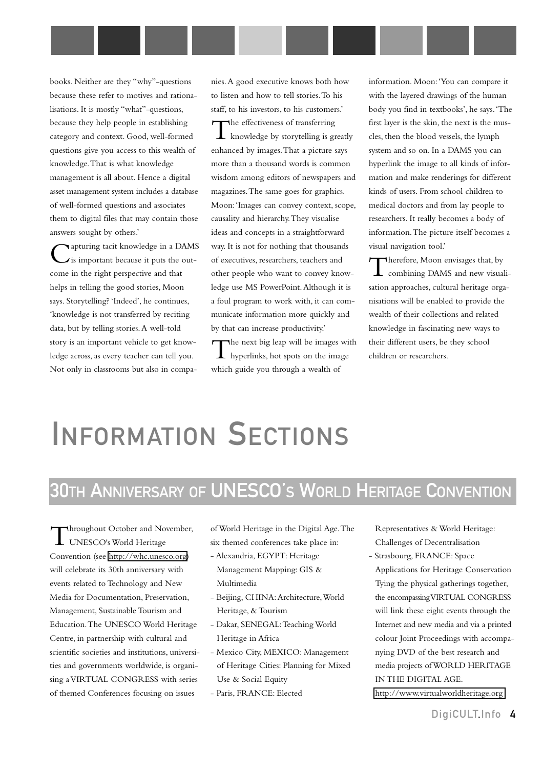books. Neither are they "why"-questions because these refer to motives and rationalisations. It is mostly "what"-questions, because they help people in establishing category and context. Good, well-formed questions give you access to this wealth of knowledge. That is what knowledge management is all about. Hence a digital asset management system includes a database of well-formed questions and associates them to digital files that may contain those answers sought by others.'

Capturing tacit knowledge in a DAMS is important because it puts the outcome in the right perspective and that helps in telling the good stories, Moon says. Storytelling? 'Indeed', he continues, 'knowledge is not transferred by reciting data, but by telling stories. A well-told story is an important vehicle to get knowledge across, as every teacher can tell you. Not only in classrooms but also in companies. A good executive knows both how to listen and how to tell stories. To his staff, to his investors, to his customers.'

The effectiveness of transferring knowledge by storytelling is greatly enhanced by images. That a picture says more than a thousand words is common wisdom among editors of newspapers and magazines. The same goes for graphics. Moon: 'Images can convey context, scope, causality and hierarchy. They visualise ideas and concepts in a straightforward way. It is not for nothing that thousands of executives, researchers, teachers and other people who want to convey knowledge use MS PowerPoint. Although it is a foul program to work with, it can communicate information more quickly and by that can increase productivity.'

The next big leap will be images with hyperlinks, hot spots on the image which guide you through a wealth of information. Moon: 'You can compare it with the layered drawings of the human body you find in textbooks', he says. 'The first layer is the skin, the next is the muscles, then the blood vessels, the lymph system and so on. In a DAMS you can hyperlink the image to all kinds of information and make renderings for different kinds of users. From school children to medical doctors and from lay people to researchers. It really becomes a body of information. The picture itself becomes a visual navigation tool.'

Therefore, Moon envisages that, by combining DAMS and new visualisation approaches, cultural heritage organisations will be enabled to provide the wealth of their collections and related knowledge in fascinating new ways to their different users, be they school children or researchers.

# Information Sections

## 30th Anniversary of UNESCO's World Heritage Convention

Throughout October and November, UNESCO's World Heritage Convention (see http://whc.unesco.org) will celebrate its 30th anniversary with events related to Technology and New Media for Documentation, Preservation, Management, Sustainable Tourism and Education. The UNESCO World Heritage Centre, in partnership with cultural and scientific societies and institutions, universities and governments worldwide, is organising a VIRTUAL CONGRESS with series of themed Conferences focusing on issues of World Heritage in the Digital Age. The six themed conferences take place in:

- Alexandria, EGYPT: Heritage Management Mapping: GIS & Multimedia
- Beijing, CHINA: Architecture, World Heritage, & Tourism
- Dakar, SENEGAL: Teaching World Heritage in Africa
- Mexico City, MEXICO: Management of Heritage Cities: Planning for Mixed Use & Social Equity
- Paris, FRANCE: Elected Representatives & World Heritage: Challenges of Decentralisation
- Strasbourg, FRANCE: Space Applications for Heritage Conservation

Tying the physical gatherings together, the encompassing VIRTUAL CONGRESS will link these eight events through the Internet and new media and via a printed colour Joint Proceedings with accompanying DVD of the best research and media projects of WORLD HERITAGE IN THE DIGITAL AGE.

http://www.virtualworldheritage.org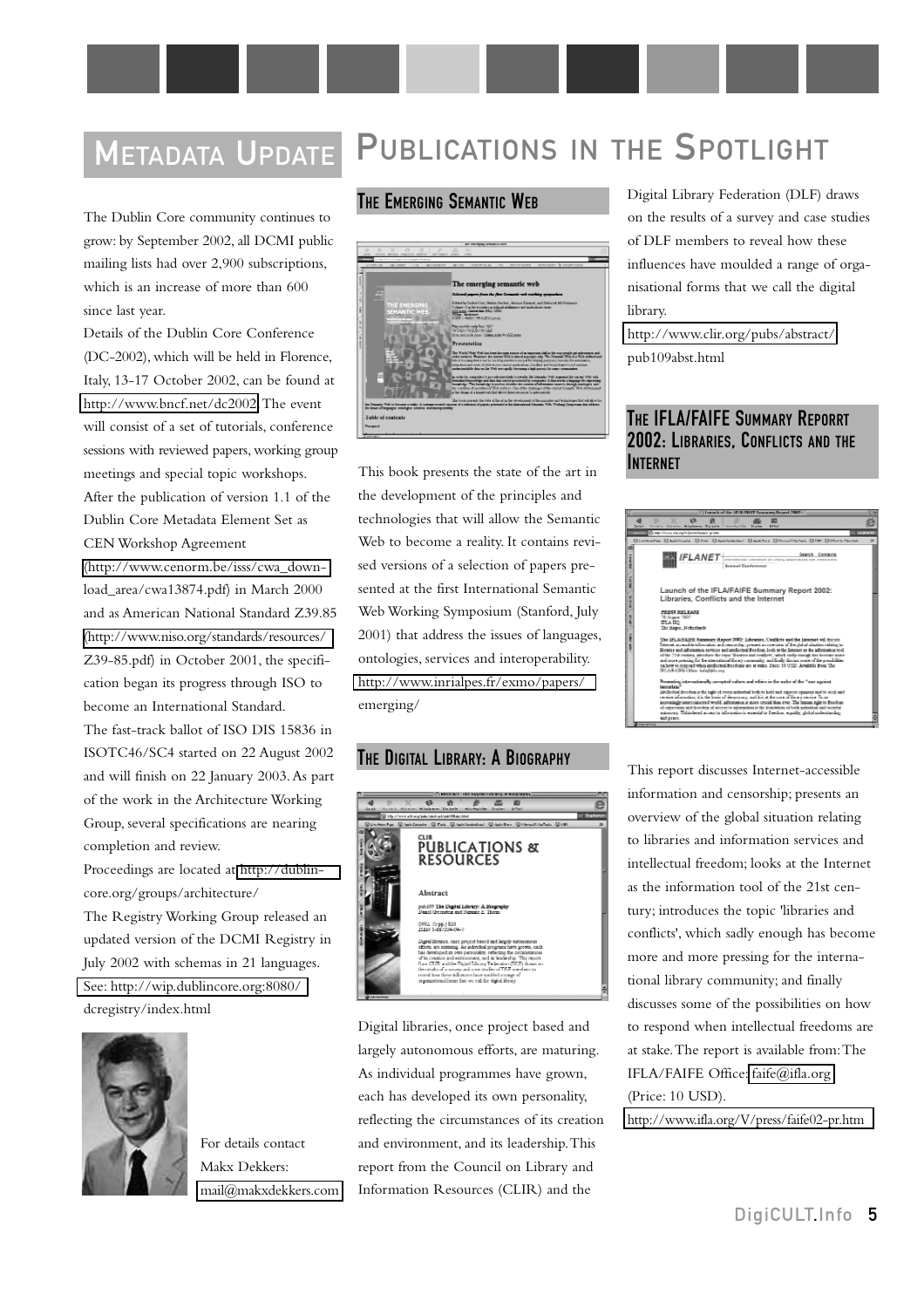# Metadata Update

The Dublin Core community continues to grow: by September 2002, all DCMI public mailing lists had over 2,900 subscriptions, which is an increase of more than 600 since last year.

Details of the Dublin Core Conference (DC-2002), which will be held in Florence, Italy, 13-17 October 2002, can be found at http://www.bncf.net/dc2002. The event will consist of a set of tutorials, conference sessions with reviewed papers, working group meetings and special topic workshops.

After the publication of version 1.1 of the Dublin Core Metadata Element Set as CEN Workshop Agreement (http://www.cenorm.be/isss/cwa_download_area/cwa13874.pdf) in March 2000 and as American National Standard Z39.85 (http://www.niso.org/standards/resources/Z39-85.pdf) in October 2001, the specification began its progress through ISO to become an International Standard.

The fast-track ballot of ISO DIS 15836 in ISOTC46/SC4 started on 22 August 2002 and will finish on 22 January 2003. As part of the work in the Architecture Working Group, several specifications are nearing completion and review.

Proceedings are located at http://dublincore.org/groups/architecture/

The Registry Working Group released an updated version of the DCMI Registry in July 2002 with schemas in 21 languages. See: http://wip.dublincore.org:8080/dcregistry/index.html

For details contact Makx Dekkers: mail@makxdekkers.com

# Publications in the Spotlight

## The Emerging Semantic Web

This book presents the state of the art in the development of the principles and technologies that will allow the Semantic Web to become a reality. It contains revised versions of a selection of papers presented at the first International Semantic Web Working Symposium (Stanford, July 2001) that address the issues of languages, ontologies, services and interoperability.

http://www.inrialpes.fr/exmo/papers/emerging/

## The Digital Library: A Biography

Digital libraries, once project based and largely autonomous efforts, are maturing. As individual programmes have grown, each has developed its own personality, reflecting the circumstances of its creation and environment, and its leadership. This report from the Council on Library and Information Resources (CLIR) and the Digital Library Federation (DLF) draws on the results of a survey and case studies of DLF members to reveal how these influences have moulded a range of organisational forms that we call the digital library.

http://www.clir.org/pubs/abstract/pub109abst.html

## The IFLA/FAIFE Summary Reporrt 2002: Libraries, Conflicts and the Internet

This report discusses Internet-accessible information and censorship; presents an overview of the global situation relating to libraries and information services and intellectual freedom; looks at the Internet as the information tool of the 21st century; introduces the topic 'libraries and conflicts', which sadly enough has become more and more pressing for the international library community; and finally discusses some of the possibilities on how to respond when intellectual freedoms are at stake. The report is available from: The IFLA/FAIFE Office: faife@ifla.org (Price: 10 USD).

http://www.ifla.org/V/press/faife02-pr.htm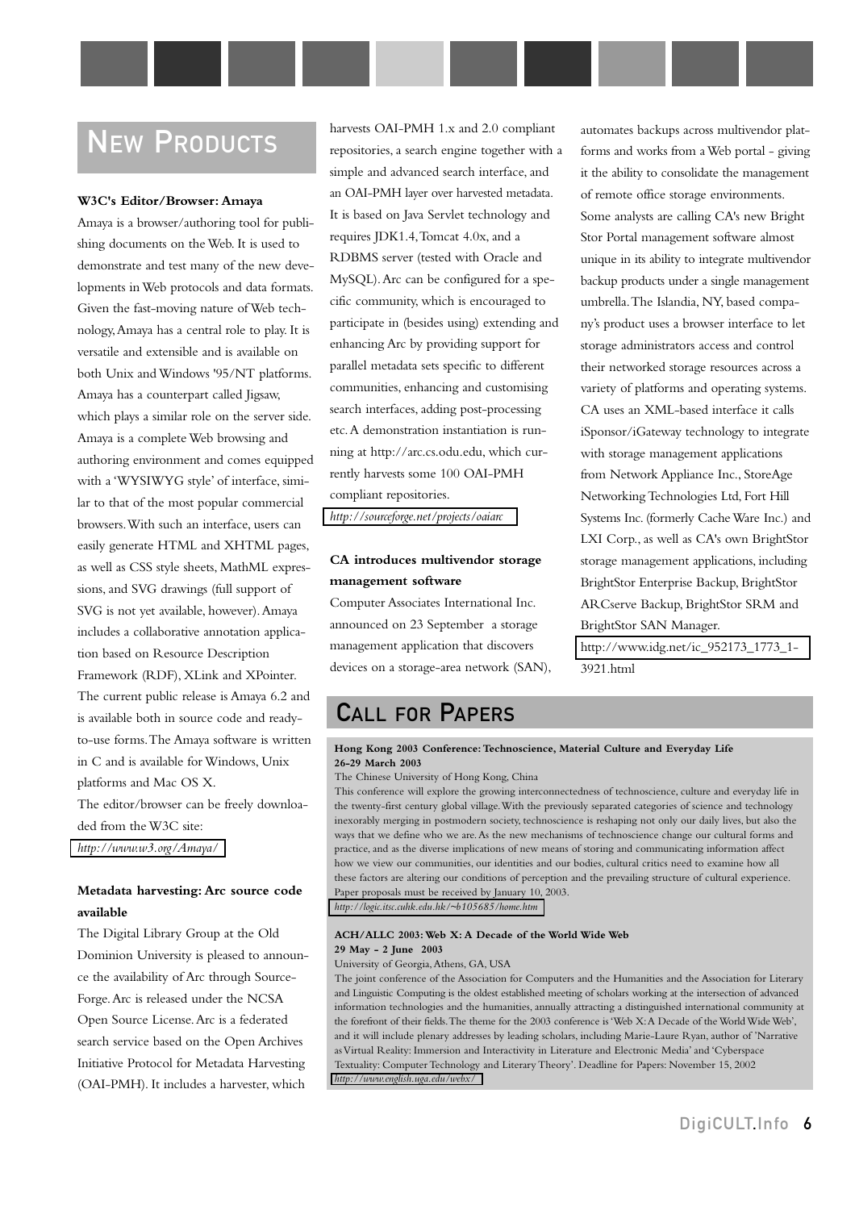# New Products

### W3C's Editor/Browser: Amaya

Amaya is a browser/authoring tool for publishing documents on the Web. It is used to demonstrate and test many of the new developments in Web protocols and data formats. Given the fast-moving nature of Web technology, Amaya has a central role to play. It is versatile and extensible and is available on both Unix and Windows '95/NT platforms. Amaya has a counterpart called Jigsaw, which plays a similar role on the server side. Amaya is a complete Web browsing and authoring environment and comes equipped with a 'WYSIWYG style' of interface, similar to that of the most popular commercial browsers. With such an interface, users can easily generate HTML and XHTML pages, as well as CSS style sheets, MathML expressions, and SVG drawings (full support of SVG is not yet available, however). Amaya includes a collaborative annotation application based on Resource Description Framework (RDF), XLink and XPointer. The current public release is Amaya 6.2 and is available both in source code and ready-to-use forms. The Amaya software is written in C and is available for Windows, Unix platforms and Mac OS X.

The editor/browser can be freely downloaded from the W3C site:

*http://www.w3.org/Amaya/*

### Metadata harvesting: Arc source code available

The Digital Library Group at the Old Dominion University is pleased to announce the availability of Arc through SourceForge. Arc is released under the NCSA Open Source License. Arc is a federated search service based on the Open Archives Initiative Protocol for Metadata Harvesting (OAI-PMH). It includes a harvester, which harvests OAI-PMH 1.x and 2.0 compliant repositories, a search engine together with a simple and advanced search interface, and an OAI-PMH layer over harvested metadata. It is based on Java Servlet technology and requires JDK1.4, Tomcat 4.0x, and a RDBMS server (tested with Oracle and MySQL). Arc can be configured for a specific community, which is encouraged to participate in (besides using) extending and enhancing Arc by providing support for parallel metadata sets specific to different communities, enhancing and customising search interfaces, adding post-processing etc. A demonstration instantiation is running at http://arc.cs.odu.edu, which currently harvests some 100 OAI-PMH compliant repositories.

*http://sourceforge.net/projects/oaiarc*

### CA introduces multivendor storage management software

Computer Associates International Inc. announced on 23 September a storage management application that discovers devices on a storage-area network (SAN), automates backups across multivendor platforms and works from a Web portal - giving it the ability to consolidate the management of remote office storage environments. Some analysts are calling CA's new Bright Stor Portal management software almost unique in its ability to integrate multivendor backup products under a single management umbrella. The Islandia, NY, based company's product uses a browser interface to let storage administrators access and control their networked storage resources across a variety of platforms and operating systems. CA uses an XML-based interface it calls iSponsor/iGateway technology to integrate with storage management applications from Network Appliance Inc., StoreAge Networking Technologies Ltd, Fort Hill Systems Inc. (formerly Cache Ware Inc.) and LXI Corp., as well as CA's own BrightStor storage management applications, including BrightStor Enterprise Backup, BrightStor ARCserve Backup, BrightStor SRM and BrightStor SAN Manager.

http://www.idg.net/ic_952173_1773_1-3921.html

# Call for Papers

**Hong Kong 2003 Conference: Technoscience, Material Culture and Everyday Life**
**26-29 March 2003**

The Chinese University of Hong Kong, China

This conference will explore the growing interconnectedness of technoscience, culture and everyday life in the twenty-first century global village. With the previously separated categories of science and technology inexorably merging in postmodern society, technoscience is reshaping not only our daily lives, but also the ways that we define who we are. As the new mechanisms of technoscience change our cultural forms and practice, and as the diverse implications of new means of storing and communicating information affect how we view our communities, our identities and our bodies, cultural critics need to examine how all these factors are altering our conditions of perception and the prevailing structure of cultural experience. Paper proposals must be received by January 10, 2003.

*http://logic.itsc.cuhk.edu.hk/~b105685/home.htm*

**ACH/ALLC 2003: Web X: A Decade of the World Wide Web**
**29 May - 2 June 2003**

University of Georgia, Athens, GA, USA

The joint conference of the Association for Computers and the Humanities and the Association for Literary and Linguistic Computing is the oldest established meeting of scholars working at the intersection of advanced information technologies and the humanities, annually attracting a distinguished international community at the forefront of their fields. The theme for the 2003 conference is 'Web X: A Decade of the World Wide Web', and it will include plenary addresses by leading scholars, including Marie-Laure Ryan, author of 'Narrative as Virtual Reality: Immersion and Interactivity in Literature and Electronic Media' and 'Cyberspace Textuality: Computer Technology and Literary Theory'. Deadline for Papers: November 15, 2002

*http://www.english.uga.edu/webx/*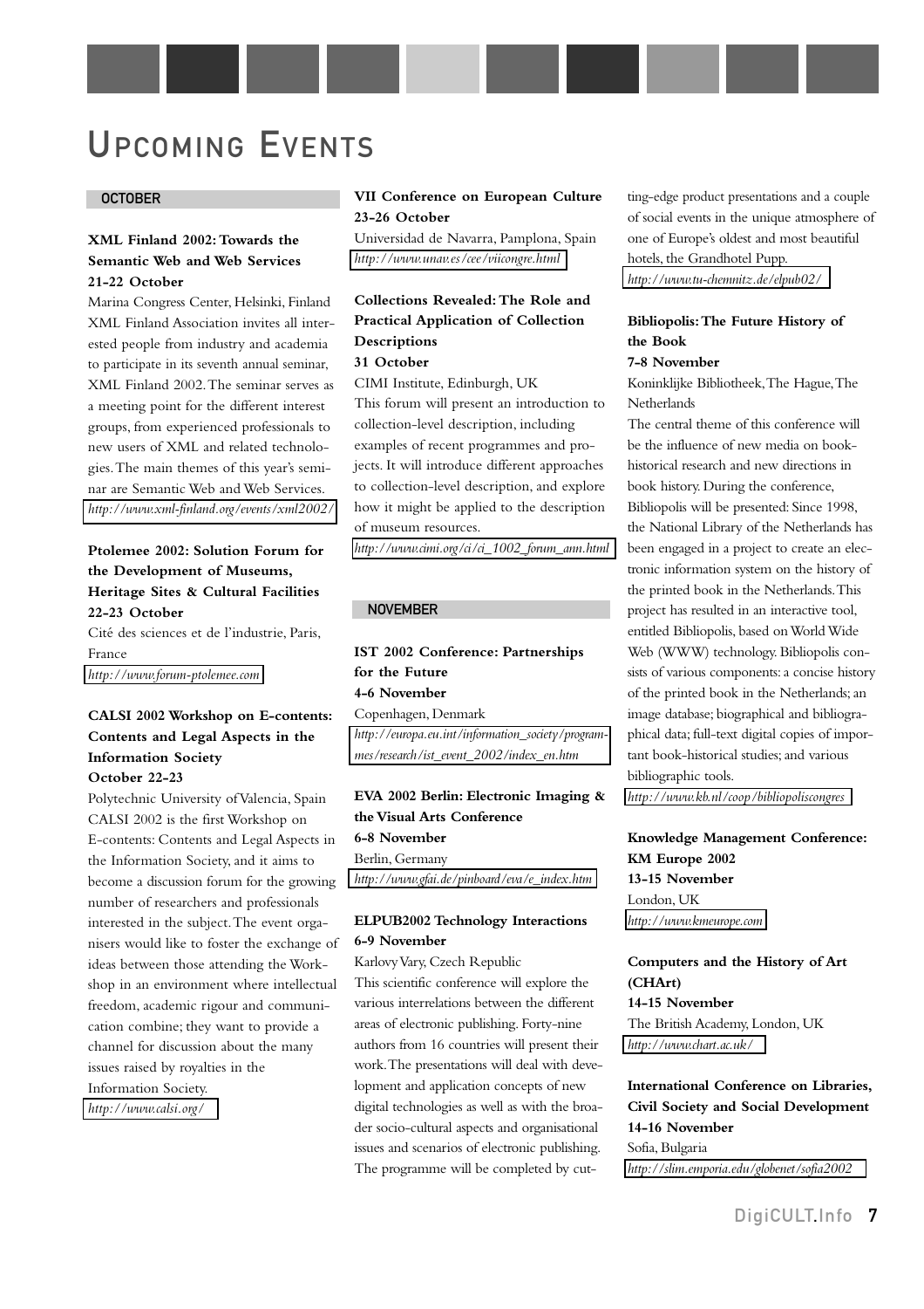# Upcoming Events

## October

### XML Finland 2002: Towards the Semantic Web and Web Services
**21-22 October**

Marina Congress Center, Helsinki, Finland

XML Finland Association invites all interested people from industry and academia to participate in its seventh annual seminar, XML Finland 2002. The seminar serves as a meeting point for the different interest groups, from experienced professionals to new users of XML and related technologies. The main themes of this year's seminar are Semantic Web and Web Services.

http://www.xml-finland.org/events/xml2002/

### Ptolemee 2002: Solution Forum for the Development of Museums, Heritage Sites & Cultural Facilities
**22-23 October**

Cité des sciences et de l'industrie, Paris, France

http://www.forum-ptolemee.com

### CALSI 2002 Workshop on E-contents: Contents and Legal Aspects in the Information Society
**October 22-23**

Polytechnic University of Valencia, Spain

CALSI 2002 is the first Workshop on E-contents: Contents and Legal Aspects in the Information Society, and it aims to become a discussion forum for the growing number of researchers and professionals interested in the subject. The event organisers would like to foster the exchange of ideas between those attending the Workshop in an environment where intellectual freedom, academic rigour and communication combine; they want to provide a channel for discussion about the many issues raised by royalties in the Information Society.

http://www.calsi.org/

### VII Conference on European Culture
**23-26 October**

Universidad de Navarra, Pamplona, Spain

http://www.unav.es/cee/viicongre.html

### Collections Revealed: The Role and Practical Application of Collection Descriptions
**31 October**

CIMI Institute, Edinburgh, UK

This forum will present an introduction to collection-level description, including examples of recent programmes and projects. It will introduce different approaches to collection-level description, and explore how it might be applied to the description of museum resources.

http://www.cimi.org/ci/ci_1002_forum_ann.html

## November

### IST 2002 Conference: Partnerships for the Future
**4-6 November**

Copenhagen, Denmark

http://europa.eu.int/information_society/programmes/research/ist_event_2002/index_en.htm

### EVA 2002 Berlin: Electronic Imaging & the Visual Arts Conference
**6-8 November**

Berlin, Germany

http://www.gfai.de/pinboard/eva/e_index.htm

### ELPUB2002 Technology Interactions
**6-9 November**

Karlovy Vary, Czech Republic

This scientific conference will explore the various interrelations between the different areas of electronic publishing. Forty-nine authors from 16 countries will present their work. The presentations will deal with development and application concepts of new digital technologies as well as with the broader socio-cultural aspects and organisational issues and scenarios of electronic publishing. The programme will be completed by cutting-edge product presentations and a couple of social events in the unique atmosphere of one of Europe's oldest and most beautiful hotels, the Grandhotel Pupp.

http://www.tu-chemnitz.de/elpub02/

### Bibliopolis: The Future History of the Book
**7-8 November**

Koninklijke Bibliotheek, The Hague, The Netherlands

The central theme of this conference will be the influence of new media on book-historical research and new directions in book history. During the conference, Bibliopolis will be presented: Since 1998, the National Library of the Netherlands has been engaged in a project to create an electronic information system on the history of the printed book in the Netherlands. This project has resulted in an interactive tool, entitled Bibliopolis, based on World Wide Web (WWW) technology. Bibliopolis consists of various components: a concise history of the printed book in the Netherlands; an image database; biographical and bibliographical data; full-text digital copies of important book-historical studies; and various bibliographic tools.

http://www.kb.nl/coop/bibliopoliscongres

### Knowledge Management Conference: KM Europe 2002
**13-15 November**

London, UK

http://www.kmeurope.com

### Computers and the History of Art (CHArt)
**14-15 November**

The British Academy, London, UK

http://www.chart.ac.uk/

### International Conference on Libraries, Civil Society and Social Development
**14-16 November**

Sofia, Bulgaria

http://slim.emporia.edu/globenet/sofia2002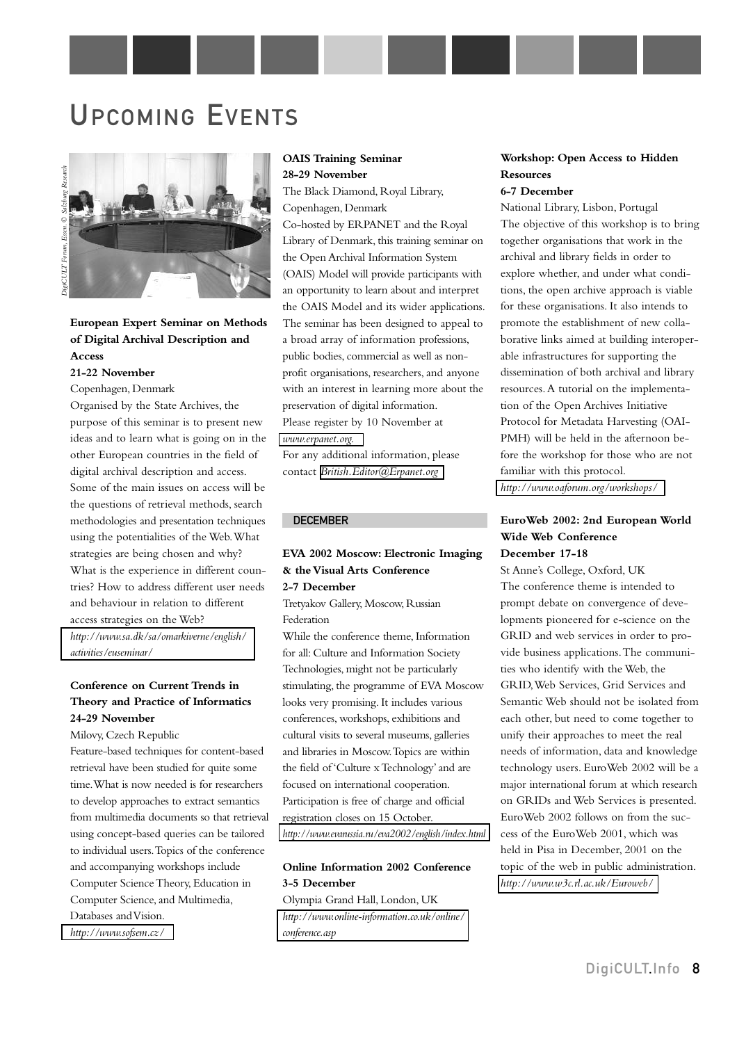# Upcoming Events

*DigiCULT Forum, Essen. © Salzburg Research*

### European Expert Seminar on Methods of Digital Archival Description and Access

**21-22 November**

Copenhagen, Denmark

Organised by the State Archives, the purpose of this seminar is to present new ideas and to learn what is going on in the other European countries in the field of digital archival description and access. Some of the main issues on access will be the questions of retrieval methods, search methodologies and presentation techniques using the potentialities of the Web. What strategies are being chosen and why? What is the experience in different countries? How to address different user needs and behaviour in relation to different access strategies on the Web?

*http://www.sa.dk/sa/omarkiverne/english/activities/euseminar/*

### Conference on Current Trends in Theory and Practice of Informatics

**24-29 November**

Milovy, Czech Republic

Feature-based techniques for content-based retrieval have been studied for quite some time. What is now needed is for researchers to develop approaches to extract semantics from multimedia documents so that retrieval using concept-based queries can be tailored to individual users. Topics of the conference and accompanying workshops include Computer Science Theory, Education in Computer Science, and Multimedia, Databases and Vision.

*http://www.sofsem.cz/*

### OAIS Training Seminar

**28-29 November**

The Black Diamond, Royal Library, Copenhagen, Denmark

Co-hosted by ERPANET and the Royal Library of Denmark, this training seminar on the Open Archival Information System (OAIS) Model will provide participants with an opportunity to learn about and interpret the OAIS Model and its wider applications. The seminar has been designed to appeal to a broad array of information professions, public bodies, commercial as well as non-profit organisations, researchers, and anyone with an interest in learning more about the preservation of digital information.

Please register by 10 November at *www.erpanet.org.*

For any additional information, please contact *British.Editor@Erpanet.org*

## DECEMBER

### EVA 2002 Moscow: Electronic Imaging & the Visual Arts Conference

**2-7 December**

Tretyakov Gallery, Moscow, Russian Federation

While the conference theme, Information for all: Culture and Information Society Technologies, might not be particularly stimulating, the programme of EVA Moscow looks very promising. It includes various conferences, workshops, exhibitions and cultural visits to several museums, galleries and libraries in Moscow. Topics are within the field of 'Culture x Technology' and are focused on international cooperation. Participation is free of charge and official registration closes on 15 October.

*http://www.evarussia.ru/eva2002/english/index.html*

### Online Information 2002 Conference

**3-5 December**

Olympia Grand Hall, London, UK

*http://www.online-information.co.uk/online/conference.asp*

### Workshop: Open Access to Hidden Resources

**6-7 December**

National Library, Lisbon, Portugal

The objective of this workshop is to bring together organisations that work in the archival and library fields in order to explore whether, and under what conditions, the open archive approach is viable for these organisations. It also intends to promote the establishment of new collaborative links aimed at building interoperable infrastructures for supporting the dissemination of both archival and library resources. A tutorial on the implementation of the Open Archives Initiative Protocol for Metadata Harvesting (OAI-PMH) will be held in the afternoon before the workshop for those who are not familiar with this protocol.

*http://www.oaforum.org/workshops/*

### EuroWeb 2002: 2nd European World Wide Web Conference

**December 17-18**

St Anne's College, Oxford, UK

The conference theme is intended to prompt debate on convergence of developments pioneered for e-science on the GRID and web services in order to provide business applications. The communities who identify with the Web, the GRID, Web Services, Grid Services and Semantic Web should not be isolated from each other, but need to come together to unify their approaches to meet the real needs of information, data and knowledge technology users. EuroWeb 2002 will be a major international forum at which research on GRIDs and Web Services is presented. EuroWeb 2002 follows on from the success of the EuroWeb 2001, which was held in Pisa in December, 2001 on the topic of the web in public administration.

*http://www.w3c.rl.ac.uk/Euroweb/*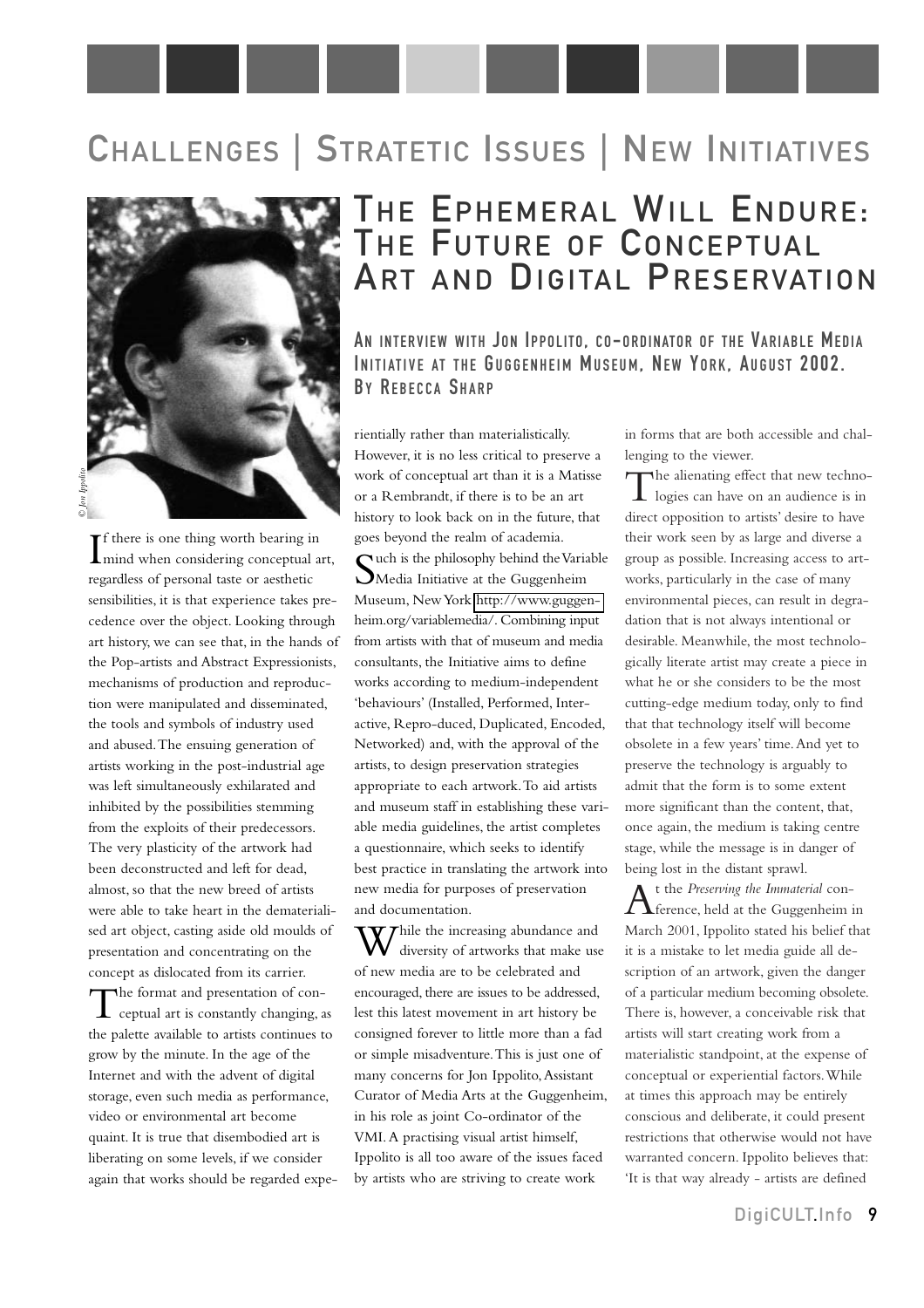# Challenges | Stratetic Issues | New Initiatives

## The Ephemeral Will Endure: The Future of Conceptual Art and Digital Preservation

### An interview with Jon Ippolito, co-ordinator of the Variable Media Initiative at the Guggenheim Museum, New York, August 2002. By Rebecca Sharp

© Jon Ippolito

If there is one thing worth bearing in mind when considering conceptual art, regardless of personal taste or aesthetic sensibilities, it is that experience takes precedence over the object. Looking through art history, we can see that, in the hands of the Pop-artists and Abstract Expressionists, mechanisms of production and reproduction were manipulated and disseminated, the tools and symbols of industry used and abused. The ensuing generation of artists working in the post-industrial age was left simultaneously exhilarated and inhibited by the possibilities stemming from the exploits of their predecessors. The very plasticity of the artwork had been deconstructed and left for dead, almost, so that the new breed of artists were able to take heart in the dematerialised art object, casting aside old moulds of presentation and concentrating on the concept as dislocated from its carrier.

The format and presentation of conceptual art is constantly changing, as the palette available to artists continues to grow by the minute. In the age of the Internet and with the advent of digital storage, even such media as performance, video or environmental art become quaint. It is true that disembodied art is liberating on some levels, if we consider again that works should be regarded experientially rather than materialistically. However, it is no less critical to preserve a work of conceptual art than it is a Matisse or a Rembrandt, if there is to be an art history to look back on in the future, that goes beyond the realm of academia.

Such is the philosophy behind the Variable Media Initiative at the Guggenheim Museum, New York http://www.guggenheim.org/variablemedia/. Combining input from artists with that of museum and media consultants, the Initiative aims to define works according to medium-independent 'behaviours' (Installed, Performed, Interactive, Repro-duced, Duplicated, Encoded, Networked) and, with the approval of the artists, to design preservation strategies appropriate to each artwork. To aid artists and museum staff in establishing these variable media guidelines, the artist completes a questionnaire, which seeks to identify best practice in translating the artwork into new media for purposes of preservation and documentation.

While the increasing abundance and diversity of artworks that make use of new media are to be celebrated and encouraged, there are issues to be addressed, lest this latest movement in art history be consigned forever to little more than a fad or simple misadventure. This is just one of many concerns for Jon Ippolito, Assistant Curator of Media Arts at the Guggenheim, in his role as joint Co-ordinator of the VMI. A practising visual artist himself, Ippolito is all too aware of the issues faced by artists who are striving to create work in forms that are both accessible and challenging to the viewer.

The alienating effect that new technologies can have on an audience is in direct opposition to artists' desire to have their work seen by as large and diverse a group as possible. Increasing access to artworks, particularly in the case of many environmental pieces, can result in degradation that is not always intentional or desirable. Meanwhile, the most technologically literate artist may create a piece in what he or she considers to be the most cutting-edge medium today, only to find that that technology itself will become obsolete in a few years' time. And yet to preserve the technology is arguably to admit that the form is to some extent more significant than the content, that, once again, the medium is taking centre stage, while the message is in danger of being lost in the distant sprawl.

At the *Preserving the Immaterial* conference, held at the Guggenheim in March 2001, Ippolito stated his belief that it is a mistake to let media guide all description of an artwork, given the danger of a particular medium becoming obsolete. There is, however, a conceivable risk that artists will start creating work from a materialistic standpoint, at the expense of conceptual or experiential factors. While at times this approach may be entirely conscious and deliberate, it could present restrictions that otherwise would not have warranted concern. Ippolito believes that: 'It is that way already - artists are defined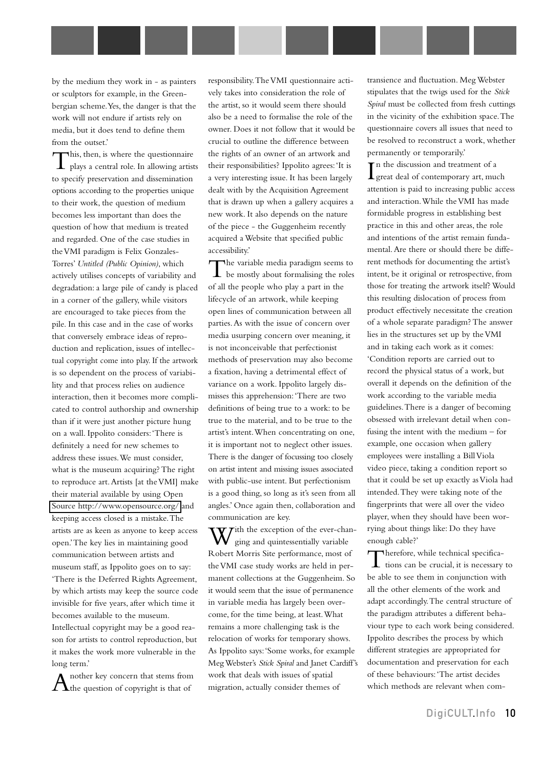by the medium they work in - as painters or sculptors for example, in the Greenbergian scheme. Yes, the danger is that the work will not endure if artists rely on media, but it does tend to define them from the outset.'

This, then, is where the questionnaire plays a central role. In allowing artists to specify preservation and dissemination options according to the properties unique to their work, the question of medium becomes less important than does the question of how that medium is treated and regarded. One of the case studies in the VMI paradigm is Felix Gonzales-Torres' *Untitled (Public Opinion)*, which actively utilises concepts of variability and degradation: a large pile of candy is placed in a corner of the gallery, while visitors are encouraged to take pieces from the pile. In this case and in the case of works that conversely embrace ideas of reproduction and replication, issues of intellectual copyright come into play. If the artwork is so dependent on the process of variability and that process relies on audience interaction, then it becomes more complicated to control authorship and ownership than if it were just another picture hung on a wall. Ippolito considers: 'There is definitely a need for new schemes to address these issues. We must consider, what is the museum acquiring? The right to reproduce art. Artists [at the VMI] make their material available by using Open Source http://www.opensource.org/ and keeping access closed is a mistake. The artists are as keen as anyone to keep access open.' The key lies in maintaining good communication between artists and museum staff, as Ippolito goes on to say: 'There is the Deferred Rights Agreement, by which artists may keep the source code invisible for five years, after which time it becomes available to the museum. Intellectual copyright may be a good reason for artists to control reproduction, but it makes the work more vulnerable in the long term.'

Another key concern that stems from the question of copyright is that of responsibility. The VMI questionnaire actively takes into consideration the role of the artist, so it would seem there should also be a need to formalise the role of the owner. Does it not follow that it would be crucial to outline the difference between the rights of an owner of an artwork and their responsibilities? Ippolito agrees: 'It is a very interesting issue. It has been largely dealt with by the Acquisition Agreement that is drawn up when a gallery acquires a new work. It also depends on the nature of the piece - the Guggenheim recently acquired a Website that specified public accessibility.'

The variable media paradigm seems to be mostly about formalising the roles of all the people who play a part in the lifecycle of an artwork, while keeping open lines of communication between all parties. As with the issue of concern over media usurping concern over meaning, it is not inconceivable that perfectionist methods of preservation may also become a fixation, having a detrimental effect of variance on a work. Ippolito largely dismisses this apprehension: 'There are two definitions of being true to a work: to be true to the material, and to be true to the artist's intent. When concentrating on one, it is important not to neglect other issues. There is the danger of focussing too closely on artist intent and missing issues associated with public-use intent. But perfectionism is a good thing, so long as it's seen from all angles.' Once again then, collaboration and communication are key.

With the exception of the ever-changing and quintessentially variable Robert Morris Site performance, most of the VMI case study works are held in permanent collections at the Guggenheim. So it would seem that the issue of permanence in variable media has largely been overcome, for the time being, at least. What remains a more challenging task is the relocation of works for temporary shows. As Ippolito says: 'Some works, for example Meg Webster's *Stick Spiral* and Janet Cardiff's work that deals with issues of spatial migration, actually consider themes of transience and fluctuation. Meg Webster stipulates that the twigs used for the *Stick Spiral* must be collected from fresh cuttings in the vicinity of the exhibition space. The questionnaire covers all issues that need to be resolved to reconstruct a work, whether permanently or temporarily.'

In the discussion and treatment of a great deal of contemporary art, much attention is paid to increasing public access and interaction. While the VMI has made formidable progress in establishing best practice in this and other areas, the role and intentions of the artist remain fundamental. Are there or should there be different methods for documenting the artist's intent, be it original or retrospective, from those for treating the artwork itself? Would this resulting dislocation of process from product effectively necessitate the creation of a whole separate paradigm? The answer lies in the structures set up by the VMI and in taking each work as it comes: 'Condition reports are carried out to record the physical status of a work, but overall it depends on the definition of the work according to the variable media guidelines. There is a danger of becoming obsessed with irrelevant detail when confusing the intent with the medium – for example, one occasion when gallery employees were installing a Bill Viola video piece, taking a condition report so that it could be set up exactly as Viola had intended. They were taking note of the fingerprints that were all over the video player, when they should have been worrying about things like: Do they have enough cable?'

Therefore, while technical specifications can be crucial, it is necessary to be able to see them in conjunction with all the other elements of the work and adapt accordingly. The central structure of the paradigm attributes a different behaviour type to each work being considered. Ippolito describes the process by which different strategies are appropriated for documentation and preservation for each of these behaviours: 'The artist decides which methods are relevant when com-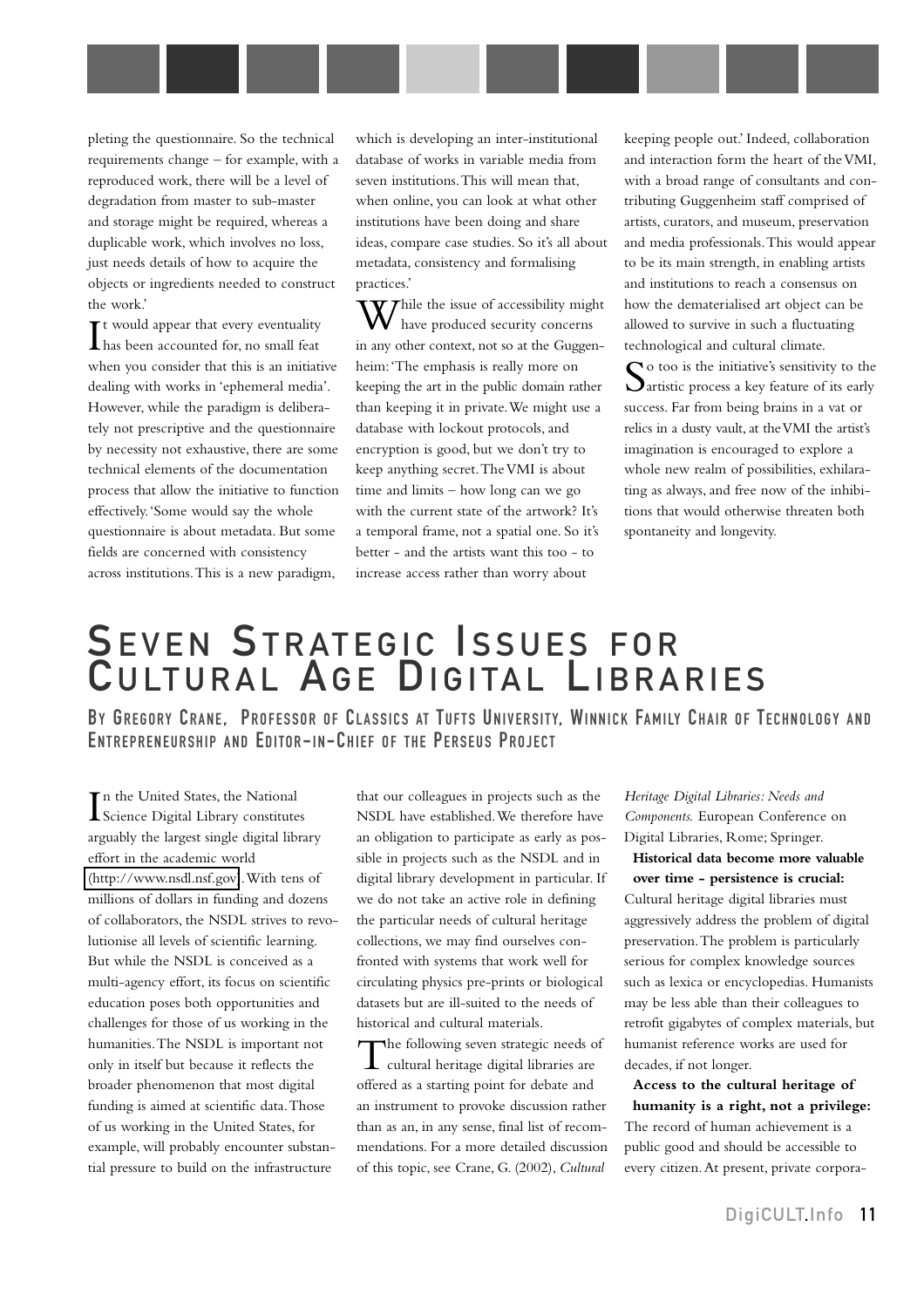pleting the questionnaire. So the technical requirements change – for example, with a reproduced work, there will be a level of degradation from master to sub-master and storage might be required, whereas a duplicable work, which involves no loss, just needs details of how to acquire the objects or ingredients needed to construct the work.'

It would appear that every eventuality has been accounted for, no small feat when you consider that this is an initiative dealing with works in 'ephemeral media'. However, while the paradigm is deliberately not prescriptive and the questionnaire by necessity not exhaustive, there are some technical elements of the documentation process that allow the initiative to function effectively. 'Some would say the whole questionnaire is about metadata. But some fields are concerned with consistency across institutions. This is a new paradigm, which is developing an inter-institutional database of works in variable media from seven institutions. This will mean that, when online, you can look at what other institutions have been doing and share ideas, compare case studies. So it's all about metadata, consistency and formalising practices.'

While the issue of accessibility might have produced security concerns in any other context, not so at the Guggenheim: 'The emphasis is really more on keeping the art in the public domain rather than keeping it in private. We might use a database with lockout protocols, and encryption is good, but we don't try to keep anything secret. The VMI is about time and limits – how long can we go with the current state of the artwork? It's a temporal frame, not a spatial one. So it's better - and the artists want this too - to increase access rather than worry about keeping people out.' Indeed, collaboration and interaction form the heart of the VMI, with a broad range of consultants and contributing Guggenheim staff comprised of artists, curators, and museum, preservation and media professionals. This would appear to be its main strength, in enabling artists and institutions to reach a consensus on how the dematerialised art object can be allowed to survive in such a fluctuating technological and cultural climate.

So too is the initiative's sensitivity to the artistic process a key feature of its early success. Far from being brains in a vat or relics in a dusty vault, at the VMI the artist's imagination is encouraged to explore a whole new realm of possibilities, exhilarating as always, and free now of the inhibitions that would otherwise threaten both spontaneity and longevity.

# Seven Strategic Issues for Cultural Age Digital Libraries

**By Gregory Crane, Professor of Classics at Tufts University, Winnick Family Chair of Technology and Entrepreneurship and Editor-in-Chief of the Perseus Project**

In the United States, the National Science Digital Library constitutes arguably the largest single digital library effort in the academic world (http://www.nsdl.nsf.gov). With tens of millions of dollars in funding and dozens of collaborators, the NSDL strives to revolutionise all levels of scientific learning. But while the NSDL is conceived as a multi-agency effort, its focus on scientific education poses both opportunities and challenges for those of us working in the humanities. The NSDL is important not only in itself but because it reflects the broader phenomenon that most digital funding is aimed at scientific data. Those of us working in the United States, for example, will probably encounter substantial pressure to build on the infrastructure that our colleagues in projects such as the NSDL have established. We therefore have an obligation to participate as early as possible in projects such as the NSDL and in digital library development in particular. If we do not take an active role in defining the particular needs of cultural heritage collections, we may find ourselves confronted with systems that work well for circulating physics pre-prints or biological datasets but are ill-suited to the needs of historical and cultural materials.

The following seven strategic needs of cultural heritage digital libraries are offered as a starting point for debate and an instrument to provoke discussion rather than as an, in any sense, final list of recommendations. For a more detailed discussion of this topic, see Crane, G. (2002), *Cultural Heritage Digital Libraries: Needs and Components.* European Conference on Digital Libraries, Rome; Springer.

**Historical data become more valuable over time - persistence is crucial:** Cultural heritage digital libraries must aggressively address the problem of digital preservation. The problem is particularly serious for complex knowledge sources such as lexica or encyclopedias. Humanists may be less able than their colleagues to retrofit gigabytes of complex materials, but humanist reference works are used for decades, if not longer.

**Access to the cultural heritage of humanity is a right, not a privilege:** The record of human achievement is a public good and should be accessible to every citizen. At present, private corpora-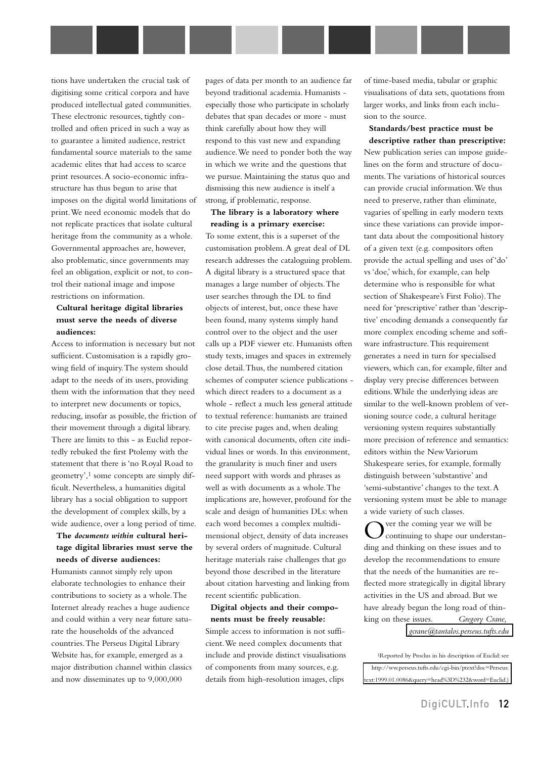tions have undertaken the crucial task of digitising some critical corpora and have produced intellectual gated communities. These electronic resources, tightly controlled and often priced in such a way as to guarantee a limited audience, restrict fundamental source materials to the same academic elites that had access to scarce print resources. A socio-economic infrastructure has thus begun to arise that imposes on the digital world limitations of print. We need economic models that do not replicate practices that isolate cultural heritage from the community as a whole. Governmental approaches are, however, also problematic, since governments may feel an obligation, explicit or not, to control their national image and impose restrictions on information.

**Cultural heritage digital libraries must serve the needs of diverse audiences:**
Access to information is necessary but not sufficient. Customisation is a rapidly growing field of inquiry. The system should adapt to the needs of its users, providing them with the information that they need to interpret new documents or topics, reducing, insofar as possible, the friction of their movement through a digital library. There are limits to this - as Euclid reportedly rebuked the first Ptolemy with the statement that there is 'no Royal Road to geometry',[1] some concepts are simply difficult. Nevertheless, a humanities digital library has a social obligation to support the development of complex skills, by a wide audience, over a long period of time.

**The *documents within* cultural heritage digital libraries must serve the needs of diverse audiences:**
Humanists cannot simply rely upon elaborate technologies to enhance their contributions to society as a whole. The Internet already reaches a huge audience and could within a very near future saturate the households of the advanced countries. The Perseus Digital Library Website has, for example, emerged as a major distribution channel within classics and now disseminates up to 9,000,000 pages of data per month to an audience far beyond traditional academia. Humanists - especially those who participate in scholarly debates that span decades or more - must think carefully about how they will respond to this vast new and expanding audience. We need to ponder both the way in which we write and the questions that we pursue. Maintaining the status quo and dismissing this new audience is itself a strong, if problematic, response.

**The library is a laboratory where reading is a primary exercise:**
To some extent, this is a superset of the customisation problem. A great deal of DL research addresses the cataloguing problem. A digital library is a structured space that manages a large number of objects. The user searches through the DL to find objects of interest, but, once these have been found, many systems simply hand control over to the object and the user calls up a PDF viewer etc. Humanists often study texts, images and spaces in extremely close detail. Thus, the numbered citation schemes of computer science publications - which direct readers to a document as a whole - reflect a much less general attitude to textual reference: humanists are trained to cite precise pages and, when dealing with canonical documents, often cite individual lines or words. In this environment, the granularity is much finer and users need support with words and phrases as well as with documents as a whole. The implications are, however, profound for the scale and design of humanities DLs: when each word becomes a complex multidimensional object, density of data increases by several orders of magnitude. Cultural heritage materials raise challenges that go beyond those described in the literature about citation harvesting and linking from recent scientific publication.

**Digital objects and their components must be freely reusable:**
Simple access to information is not sufficient. We need complex documents that include and provide distinct visualisations of components from many sources, e.g. details from high-resolution images, clips of time-based media, tabular or graphic visualisations of data sets, quotations from larger works, and links from each inclusion to the source.

**Standards/best practice must be descriptive rather than prescriptive:**
New publication series can impose guidelines on the form and structure of documents. The variations of historical sources can provide crucial information. We thus need to preserve, rather than eliminate, vagaries of spelling in early modern texts since these variations can provide important data about the compositional history of a given text (e.g. compositors often provide the actual spelling and uses of 'do' vs 'doe,' which, for example, can help determine who is responsible for what section of Shakespeare's First Folio). The need for 'prescriptive' rather than 'descriptive' encoding demands a consequently far more complex encoding scheme and software infrastructure. This requirement generates a need in turn for specialised viewers, which can, for example, filter and display very precise differences between editions. While the underlying ideas are similar to the well-known problem of versioning source code, a cultural heritage versioning system requires substantially more precision of reference and semantics: editors within the New Variorum Shakespeare series, for example, formally distinguish between 'substantive' and 'semi-substantive' changes to the text. A versioning system must be able to manage a wide variety of such classes.

Over the coming year we will be continuing to shape our understanding and thinking on these issues and to develop the recommendations to ensure that the needs of the humanities are reflected more strategically in digital library activities in the US and abroad. But we have already begun the long road of thinking on these issues. *Gregory Crane, gcrane@tantalos.perseus.tufts.edu*

[1]Reported by Proclus in his description of Euclid: see http://www.perseus.tufts.edu/cgi-bin/ptext?doc=Perseus:text:1999.01.0086&query=head%3D%232&word=Euclid.)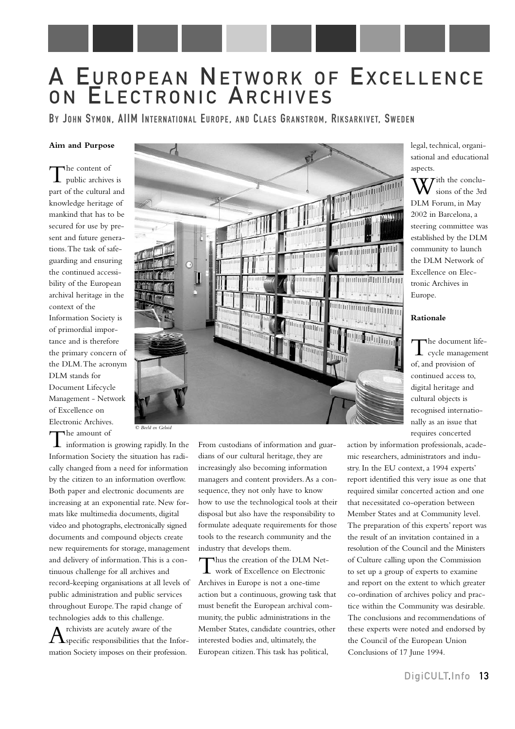# A European Network of Excellence on Electronic Archives

By John Symon, AIIM International Europe, and Claes Granstrom, Riksarkivet, Sweden

**Aim and Purpose**

The content of public archives is part of the cultural and knowledge heritage of mankind that has to be secured for use by present and future generations. The task of safeguarding and ensuring the continued accessibility of the European archival heritage in the context of the Information Society is of primordial importance and is therefore the primary concern of the DLM. The acronym DLM stands for Document Lifecycle Management - Network of Excellence on Electronic Archives.

*© Beeld en Geluid*

The amount of information is growing rapidly. In the Information Society the situation has radically changed from a need for information by the citizen to an information overflow. Both paper and electronic documents are increasing at an exponential rate. New formats like multimedia documents, digital video and photographs, electronically signed documents and compound objects create new requirements for storage, management and delivery of information. This is a continuous challenge for all archives and record-keeping organisations at all levels of public administration and public services throughout Europe. The rapid change of technologies adds to this challenge.

Archivists are acutely aware of the specific responsibilities that the Information Society imposes on their profession. From custodians of information and guardians of our cultural heritage, they are increasingly also becoming information managers and content providers. As a consequence, they not only have to know how to use the technological tools at their disposal but also have the responsibility to formulate adequate requirements for those tools to the research community and the industry that develops them.

Thus the creation of the DLM Network of Excellence on Electronic Archives in Europe is not a one-time action but a continuous, growing task that must benefit the European archival community, the public administrations in the Member States, candidate countries, other interested bodies and, ultimately, the European citizen. This task has political, legal, technical, organisational and educational aspects.

With the conclusions of the 3rd DLM Forum, in May 2002 in Barcelona, a steering committee was established by the DLM community to launch the DLM Network of Excellence on Electronic Archives in Europe.

**Rationale**

The document lifecycle management of, and provision of continued access to, digital heritage and cultural objects is recognised internationally as an issue that requires concerted action by information professionals, academic researchers, administrators and industry. In the EU context, a 1994 experts' report identified this very issue as one that required similar concerted action and one that necessitated co-operation between Member States and at Community level. The preparation of this experts' report was the result of an invitation contained in a resolution of the Council and the Ministers of Culture calling upon the Commission to set up a group of experts to examine and report on the extent to which greater co-ordination of archives policy and practice within the Community was desirable. The conclusions and recommendations of these experts were noted and endorsed by the Council of the European Union Conclusions of 17 June 1994.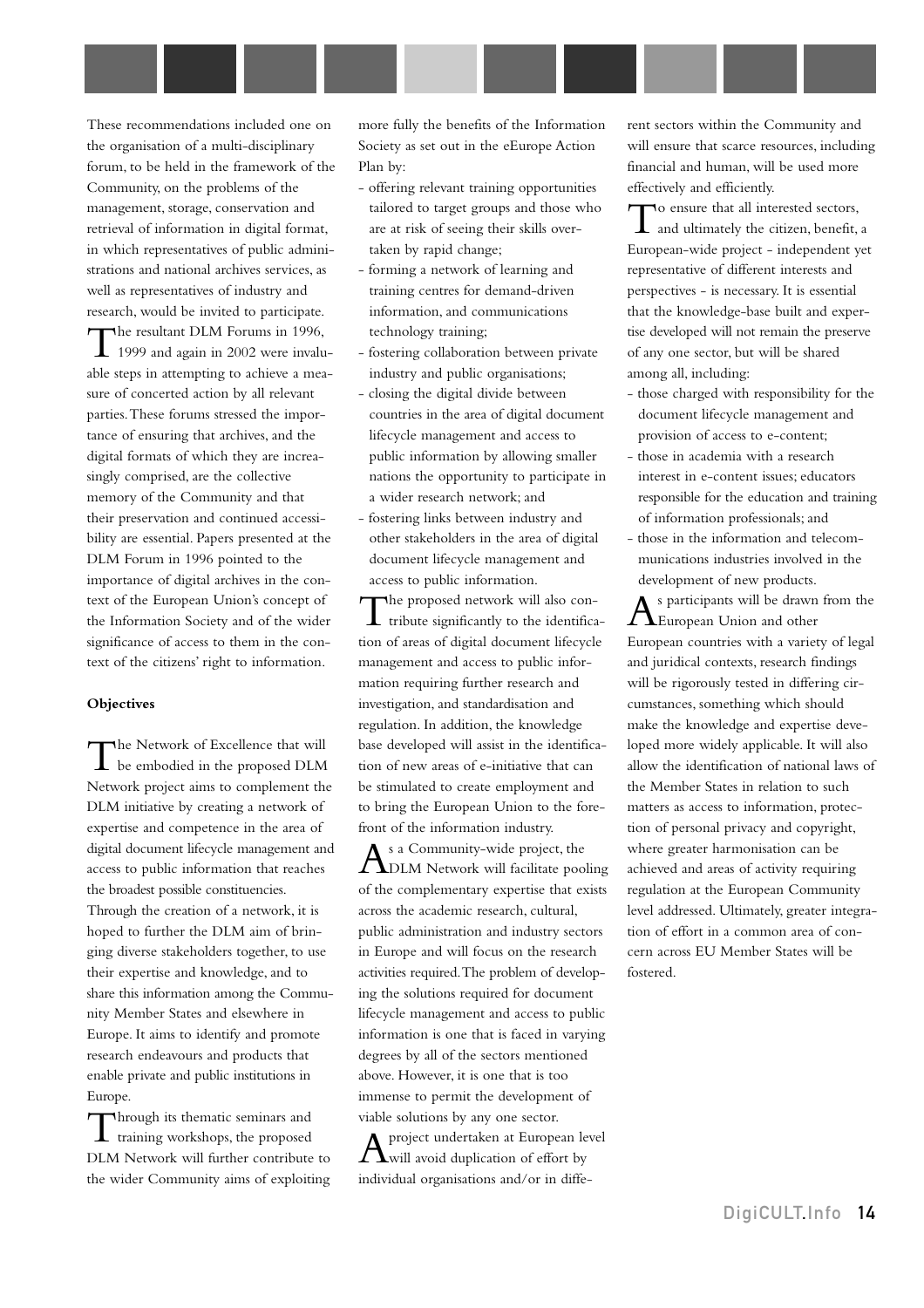These recommendations included one on the organisation of a multi-disciplinary forum, to be held in the framework of the Community, on the problems of the management, storage, conservation and retrieval of information in digital format, in which representatives of public administrations and national archives services, as well as representatives of industry and research, would be invited to participate.

The resultant DLM Forums in 1996, 1999 and again in 2002 were invaluable steps in attempting to achieve a measure of concerted action by all relevant parties. These forums stressed the importance of ensuring that archives, and the digital formats of which they are increasingly comprised, are the collective memory of the Community and that their preservation and continued accessibility are essential. Papers presented at the DLM Forum in 1996 pointed to the importance of digital archives in the context of the European Union's concept of the Information Society and of the wider significance of access to them in the context of the citizens' right to information.

**Objectives**

The Network of Excellence that will be embodied in the proposed DLM Network project aims to complement the DLM initiative by creating a network of expertise and competence in the area of digital document lifecycle management and access to public information that reaches the broadest possible constituencies. Through the creation of a network, it is hoped to further the DLM aim of bringing diverse stakeholders together, to use their expertise and knowledge, and to share this information among the Community Member States and elsewhere in Europe. It aims to identify and promote research endeavours and products that enable private and public institutions in Europe.

Through its thematic seminars and training workshops, the proposed DLM Network will further contribute to the wider Community aims of exploiting more fully the benefits of the Information Society as set out in the eEurope Action Plan by:

- offering relevant training opportunities tailored to target groups and those who are at risk of seeing their skills overtaken by rapid change;
- forming a network of learning and training centres for demand-driven information, and communications technology training;
- fostering collaboration between private industry and public organisations;
- closing the digital divide between countries in the area of digital document lifecycle management and access to public information by allowing smaller nations the opportunity to participate in a wider research network; and
- fostering links between industry and other stakeholders in the area of digital document lifecycle management and access to public information.

The proposed network will also contribute significantly to the identification of areas of digital document lifecycle management and access to public information requiring further research and investigation, and standardisation and regulation. In addition, the knowledge base developed will assist in the identification of new areas of e-initiative that can be stimulated to create employment and to bring the European Union to the forefront of the information industry.

As a Community-wide project, the DLM Network will facilitate pooling of the complementary expertise that exists across the academic research, cultural, public administration and industry sectors in Europe and will focus on the research activities required. The problem of developing the solutions required for document lifecycle management and access to public information is one that is faced in varying degrees by all of the sectors mentioned above. However, it is one that is too immense to permit the development of viable solutions by any one sector.

A project undertaken at European level will avoid duplication of effort by individual organisations and/or in different sectors within the Community and will ensure that scarce resources, including financial and human, will be used more effectively and efficiently.

To ensure that all interested sectors, and ultimately the citizen, benefit, a European-wide project - independent yet representative of different interests and perspectives - is necessary. It is essential that the knowledge-base built and expertise developed will not remain the preserve of any one sector, but will be shared among all, including:

- those charged with responsibility for the document lifecycle management and provision of access to e-content;
- those in academia with a research interest in e-content issues; educators responsible for the education and training of information professionals; and
- those in the information and telecommunications industries involved in the development of new products.

As participants will be drawn from the European Union and other European countries with a variety of legal and juridical contexts, research findings will be rigorously tested in differing circumstances, something which should make the knowledge and expertise developed more widely applicable. It will also allow the identification of national laws of the Member States in relation to such matters as access to information, protection of personal privacy and copyright, where greater harmonisation can be achieved and areas of activity requiring regulation at the European Community level addressed. Ultimately, greater integration of effort in a common area of concern across EU Member States will be fostered.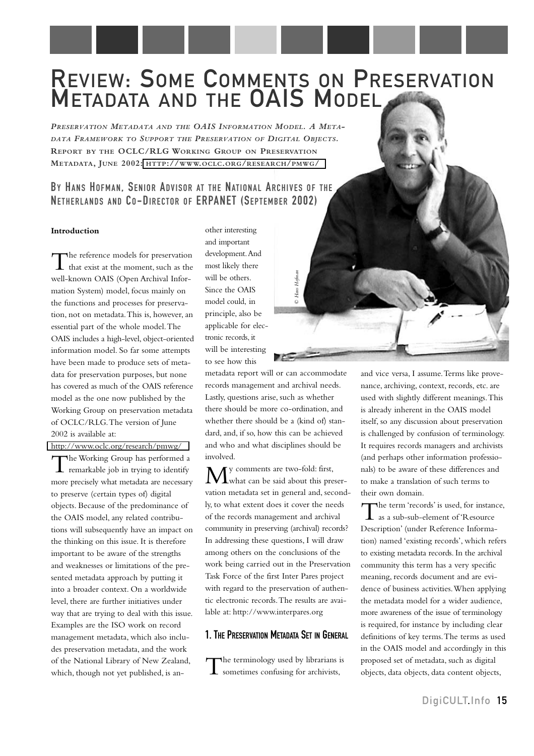# Review: Some Comments on Preservation Metadata and the OAIS Model

***Preservation Metadata and the OAIS Information Model. A Metadata Framework to Support the Preservation of Digital Objects.***
**Report by the OCLC/RLG Working Group on Preservation Metadata, June 2002: http://www.oclc.org/research/pmwg/**

## By Hans Hofman, Senior Advisor at the National Archives of the Netherlands and Co-Director of ERPANET (September 2002)

**Introduction**

The reference models for preservation that exist at the moment, such as the well-known OAIS (Open Archival Information System) model, focus mainly on the functions and processes for preservation, not on metadata. This is, however, an essential part of the whole model. The OAIS includes a high-level, object-oriented information model. So far some attempts have been made to produce sets of metadata for preservation purposes, but none has covered as much of the OAIS reference model as the one now published by the Working Group on preservation metadata of OCLC/RLG. The version of June 2002 is available at: http://www.oclc.org/research/pmwg/

The Working Group has performed a remarkable job in trying to identify more precisely what metadata are necessary to preserve (certain types of) digital objects. Because of the predominance of the OAIS model, any related contributions will subsequently have an impact on the thinking on this issue. It is therefore important to be aware of the strengths and weaknesses or limitations of the presented metadata approach by putting it into a broader context. On a worldwide level, there are further initiatives under way that are trying to deal with this issue. Examples are the ISO work on record management metadata, which also includes preservation metadata, and the work of the National Library of New Zealand, which, though not yet published, is another interesting and important development. And most likely there will be others. Since the OAIS model could, in principle, also be applicable for electronic records, it will be interesting to see how this metadata report will or can accommodate records management and archival needs. Lastly, questions arise, such as whether there should be more co-ordination, and whether there should be a (kind of) standard, and, if so, how this can be achieved and who and what disciplines should be involved.

My comments are two-fold: first, what can be said about this preservation metadata set in general and, secondly, to what extent does it cover the needs of the records management and archival community in preserving (archival) records? In addressing these questions, I will draw among others on the conclusions of the work being carried out in the Preservation Task Force of the first Inter Pares project with regard to the preservation of authentic electronic records. The results are available at: http://www.interpares.org

### 1. The Preservation Metadata Set in General

The terminology used by librarians is sometimes confusing for archivists, and vice versa, I assume. Terms like provenance, archiving, context, records, etc. are used with slightly different meanings. This is already inherent in the OAIS model itself, so any discussion about preservation is challenged by confusion of terminology. It requires records managers and archivists (and perhaps other information professionals) to be aware of these differences and to make a translation of such terms to their own domain.

The term 'records' is used, for instance, as a sub-sub-element of 'Resource Description' (under Reference Information) named 'existing records', which refers to existing metadata records. In the archival community this term has a very specific meaning, records document and are evidence of business activities. When applying the metadata model for a wider audience, more awareness of the issue of terminology is required, for instance by including clear definitions of key terms. The terms as used in the OAIS model and accordingly in this proposed set of metadata, such as digital objects, data objects, data content objects,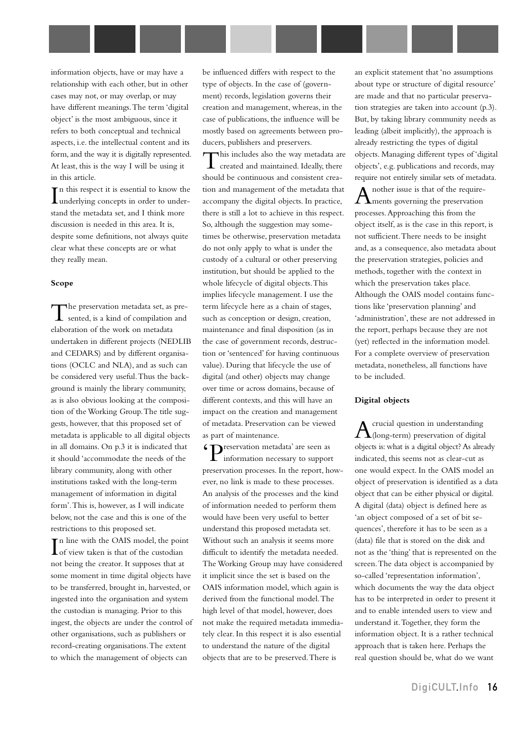information objects, have or may have a relationship with each other, but in other cases may not, or may overlap, or may have different meanings. The term 'digital object' is the most ambiguous, since it refers to both conceptual and technical aspects, i.e. the intellectual content and its form, and the way it is digitally represented. At least, this is the way I will be using it in this article.

In this respect it is essential to know the underlying concepts in order to understand the metadata set, and I think more discussion is needed in this area. It is, despite some definitions, not always quite clear what these concepts are or what they really mean.

**Scope**

The preservation metadata set, as presented, is a kind of compilation and elaboration of the work on metadata undertaken in different projects (NEDLIB and CEDARS) and by different organisations (OCLC and NLA), and as such can be considered very useful. Thus the background is mainly the library community, as is also obvious looking at the composition of the Working Group. The title suggests, however, that this proposed set of metadata is applicable to all digital objects in all domains. On p.3 it is indicated that it should 'accommodate the needs of the library community, along with other institutions tasked with the long-term management of information in digital form'. This is, however, as I will indicate below, not the case and this is one of the restrictions to this proposed set.

In line with the OAIS model, the point of view taken is that of the custodian not being the creator. It supposes that at some moment in time digital objects have to be transferred, brought in, harvested, or ingested into the organisation and system the custodian is managing. Prior to this ingest, the objects are under the control of other organisations, such as publishers or record-creating organisations. The extent to which the management of objects can be influenced differs with respect to the type of objects. In the case of (government) records, legislation governs their creation and management, whereas, in the case of publications, the influence will be mostly based on agreements between producers, publishers and preservers.

This includes also the way metadata are created and maintained. Ideally, there should be continuous and consistent creation and management of the metadata that accompany the digital objects. In practice, there is still a lot to achieve in this respect. So, although the suggestion may sometimes be otherwise, preservation metadata do not only apply to what is under the custody of a cultural or other preserving institution, but should be applied to the whole lifecycle of digital objects. This implies lifecycle management. I use the term lifecycle here as a chain of stages, such as conception or design, creation, maintenance and final disposition (as in the case of government records, destruction or 'sentenced' for having continuous value). During that lifecycle the use of digital (and other) objects may change over time or across domains, because of different contexts, and this will have an impact on the creation and management of metadata. Preservation can be viewed as part of maintenance.

'Preservation metadata' are seen as information necessary to support preservation processes. In the report, however, no link is made to these processes. An analysis of the processes and the kind of information needed to perform them would have been very useful to better understand this proposed metadata set. Without such an analysis it seems more difficult to identify the metadata needed. The Working Group may have considered it implicit since the set is based on the OAIS information model, which again is derived from the functional model. The high level of that model, however, does not make the required metadata immediately clear. In this respect it is also essential to understand the nature of the digital objects that are to be preserved. There is an explicit statement that 'no assumptions about type or structure of digital resource' are made and that no particular preservation strategies are taken into account (p.3). But, by taking library community needs as leading (albeit implicitly), the approach is already restricting the types of digital objects. Managing different types of 'digital objects', e.g. publications and records, may require not entirely similar sets of metadata.

Another issue is that of the requirements governing the preservation processes. Approaching this from the object itself, as is the case in this report, is not sufficient. There needs to be insight and, as a consequence, also metadata about the preservation strategies, policies and methods, together with the context in which the preservation takes place. Although the OAIS model contains functions like 'preservation planning' and 'administration', these are not addressed in the report, perhaps because they are not (yet) reflected in the information model. For a complete overview of preservation metadata, nonetheless, all functions have to be included.

**Digital objects**

A crucial question in understanding (long-term) preservation of digital objects is: what is a digital object? As already indicated, this seems not as clear-cut as one would expect. In the OAIS model an object of preservation is identified as a data object that can be either physical or digital. A digital (data) object is defined here as 'an object composed of a set of bit sequences', therefore it has to be seen as a (data) file that is stored on the disk and not as the 'thing' that is represented on the screen. The data object is accompanied by so-called 'representation information', which documents the way the data object has to be interpreted in order to present it and to enable intended users to view and understand it. Together, they form the information object. It is a rather technical approach that is taken here. Perhaps the real question should be, what do we want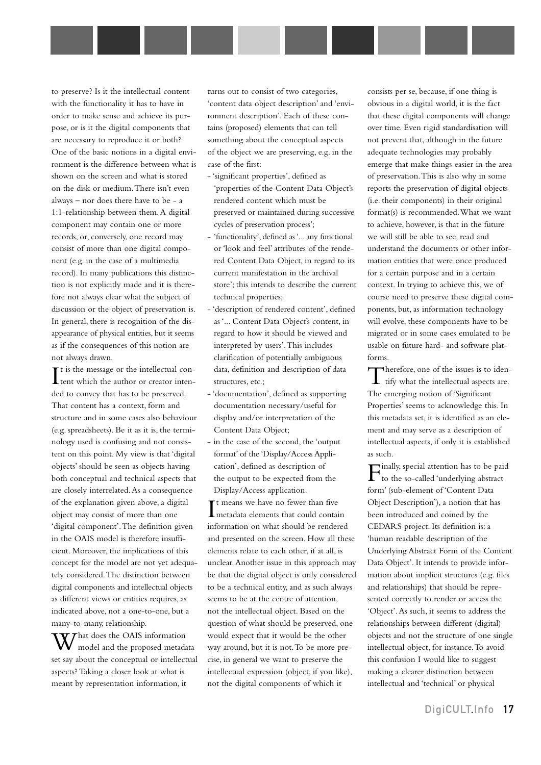to preserve? Is it the intellectual content with the functionality it has to have in order to make sense and achieve its purpose, or is it the digital components that are necessary to reproduce it or both? One of the basic notions in a digital environment is the difference between what is shown on the screen and what is stored on the disk or medium. There isn't even always – nor does there have to be - a 1:1-relationship between them. A digital component may contain one or more records, or, conversely, one record may consist of more than one digital component (e.g. in the case of a multimedia record). In many publications this distinction is not explicitly made and it is therefore not always clear what the subject of discussion or the object of preservation is. In general, there is recognition of the disappearance of physical entities, but it seems as if the consequences of this notion are not always drawn.

It is the message or the intellectual content which the author or creator intended to convey that has to be preserved. That content has a context, form and structure and in some cases also behaviour (e.g. spreadsheets). Be it as it is, the terminology used is confusing and not consistent on this point. My view is that 'digital objects' should be seen as objects having both conceptual and technical aspects that are closely interrelated. As a consequence of the explanation given above, a digital object may consist of more than one 'digital component'. The definition given in the OAIS model is therefore insufficient. Moreover, the implications of this concept for the model are not yet adequately considered. The distinction between digital components and intellectual objects as different views or entities requires, as indicated above, not a one-to-one, but a many-to-many, relationship.

What does the OAIS information model and the proposed metadata set say about the conceptual or intellectual aspects? Taking a closer look at what is meant by representation information, it turns out to consist of two categories, 'content data object description' and 'environment description'. Each of these contains (proposed) elements that can tell something about the conceptual aspects of the object we are preserving, e.g. in the case of the first:

- 'significant properties', defined as 'properties of the Content Data Object's rendered content which must be preserved or maintained during successive cycles of preservation process';
- 'functionality', defined as '... any functional or 'look and feel' attributes of the rendered Content Data Object, in regard to its current manifestation in the archival store'; this intends to describe the current technical properties;
- 'description of rendered content', defined as '... Content Data Object's content, in regard to how it should be viewed and interpreted by users'. This includes clarification of potentially ambiguous data, definition and description of data structures, etc.;
- 'documentation', defined as supporting documentation necessary/useful for display and/or interpretation of the Content Data Object;
- in the case of the second, the 'output format' of the 'Display/Access Application', defined as description of the output to be expected from the Display/Access application.

It means we have no fewer than five metadata elements that could contain information on what should be rendered and presented on the screen. How all these elements relate to each other, if at all, is unclear. Another issue in this approach may be that the digital object is only considered to be a technical entity, and as such always seems to be at the centre of attention, not the intellectual object. Based on the question of what should be preserved, one would expect that it would be the other way around, but it is not. To be more precise, in general we want to preserve the intellectual expression (object, if you like), not the digital components of which it consists per se, because, if one thing is obvious in a digital world, it is the fact that these digital components will change over time. Even rigid standardisation will not prevent that, although in the future adequate technologies may probably emerge that make things easier in the area of preservation. This is also why in some reports the preservation of digital objects (i.e. their components) in their original format(s) is recommended. What we want to achieve, however, is that in the future we will still be able to see, read and understand the documents or other information entities that were once produced for a certain purpose and in a certain context. In trying to achieve this, we of course need to preserve these digital components, but, as information technology will evolve, these components have to be migrated or in some cases emulated to be usable on future hard- and software platforms.

Therefore, one of the issues is to identify what the intellectual aspects are. The emerging notion of 'Significant Properties' seems to acknowledge this. In this metadata set, it is identified as an element and may serve as a description of intellectual aspects, if only it is established as such.

Finally, special attention has to be paid to the so-called 'underlying abstract form' (sub-element of 'Content Data Object Description'), a notion that has been introduced and coined by the CEDARS project. Its definition is: a 'human readable description of the Underlying Abstract Form of the Content Data Object'. It intends to provide information about implicit structures (e.g. files and relationships) that should be represented correctly to render or access the 'Object'. As such, it seems to address the relationships between different (digital) objects and not the structure of one single intellectual object, for instance. To avoid this confusion I would like to suggest making a clearer distinction between intellectual and 'technical' or physical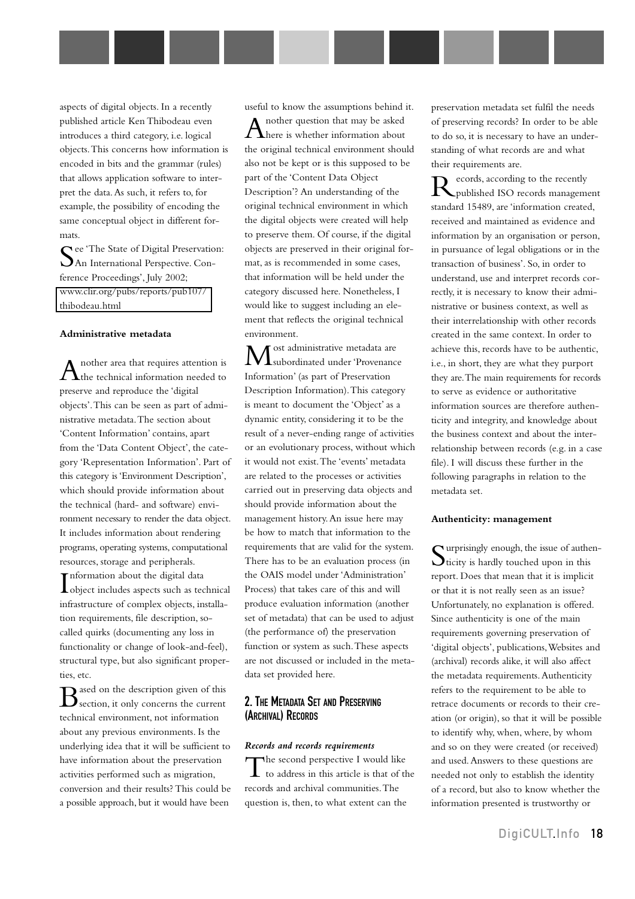aspects of digital objects. In a recently published article Ken Thibodeau even introduces a third category, i.e. logical objects. This concerns how information is encoded in bits and the grammar (rules) that allows application software to interpret the data. As such, it refers to, for example, the possibility of encoding the same conceptual object in different formats.

See 'The State of Digital Preservation: An International Perspective. Conference Proceedings', July 2002; www.clir.org/pubs/reports/pub107/thibodeau.html

**Administrative metadata**

Another area that requires attention is the technical information needed to preserve and reproduce the 'digital objects'. This can be seen as part of administrative metadata. The section about 'Content Information' contains, apart from the 'Data Content Object', the category 'Representation Information'. Part of this category is 'Environment Description', which should provide information about the technical (hard- and software) environment necessary to render the data object. It includes information about rendering programs, operating systems, computational resources, storage and peripherals.

Information about the digital data object includes aspects such as technical infrastructure of complex objects, installation requirements, file description, so-called quirks (documenting any loss in functionality or change of look-and-feel), structural type, but also significant properties, etc.

Based on the description given of this section, it only concerns the current technical environment, not information about any previous environments. Is the underlying idea that it will be sufficient to have information about the preservation activities performed such as migration, conversion and their results? This could be a possible approach, but it would have been useful to know the assumptions behind it.

Another question that may be asked here is whether information about the original technical environment should also not be kept or is this supposed to be part of the 'Content Data Object Description'? An understanding of the original technical environment in which the digital objects were created will help to preserve them. Of course, if the digital objects are preserved in their original format, as is recommended in some cases, that information will be held under the category discussed here. Nonetheless, I would like to suggest including an element that reflects the original technical environment.

Most administrative metadata are subordinated under 'Provenance Information' (as part of Preservation Description Information). This category is meant to document the 'Object' as a dynamic entity, considering it to be the result of a never-ending range of activities or an evolutionary process, without which it would not exist. The 'events' metadata are related to the processes or activities carried out in preserving data objects and should provide information about the management history. An issue here may be how to match that information to the requirements that are valid for the system. There has to be an evaluation process (in the OAIS model under 'Administration' Process) that takes care of this and will produce evaluation information (another set of metadata) that can be used to adjust (the performance of) the preservation function or system as such. These aspects are not discussed or included in the metadata set provided here.

## 2. The Metadata Set and Preserving (Archival) Records

***Records and records requirements***

The second perspective I would like to address in this article is that of the records and archival communities. The question is, then, to what extent can the preservation metadata set fulfil the needs of preserving records? In order to be able to do so, it is necessary to have an understanding of what records are and what their requirements are.

Records, according to the recently published ISO records management standard 15489, are 'information created, received and maintained as evidence and information by an organisation or person, in pursuance of legal obligations or in the transaction of business'. So, in order to understand, use and interpret records correctly, it is necessary to know their administrative or business context, as well as their interrelationship with other records created in the same context. In order to achieve this, records have to be authentic, i.e., in short, they are what they purport they are. The main requirements for records to serve as evidence or authoritative information sources are therefore authenticity and integrity, and knowledge about the business context and about the interrelationship between records (e.g. in a case file). I will discuss these further in the following paragraphs in relation to the metadata set.

**Authenticity: management**

Surprisingly enough, the issue of authenticity is hardly touched upon in this report. Does that mean that it is implicit or that it is not really seen as an issue? Unfortunately, no explanation is offered. Since authenticity is one of the main requirements governing preservation of 'digital objects', publications, Websites and (archival) records alike, it will also affect the metadata requirements. Authenticity refers to the requirement to be able to retrace documents or records to their creation (or origin), so that it will be possible to identify why, when, where, by whom and so on they were created (or received) and used. Answers to these questions are needed not only to establish the identity of a record, but also to know whether the information presented is trustworthy or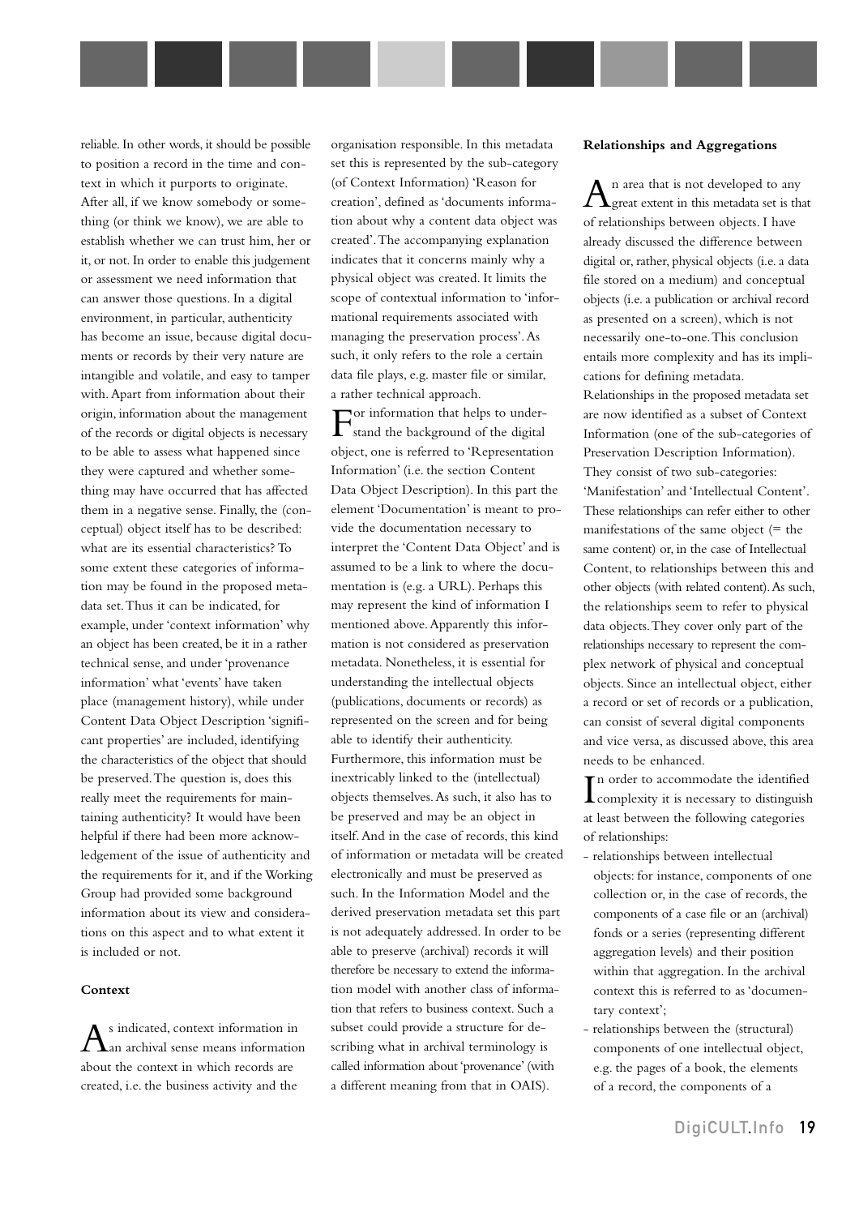reliable. In other words, it should be possible to position a record in the time and context in which it purports to originate. After all, if we know somebody or something (or think we know), we are able to establish whether we can trust him, her or it, or not. In order to enable this judgement or assessment we need information that can answer those questions. In a digital environment, in particular, authenticity has become an issue, because digital documents or records by their very nature are intangible and volatile, and easy to tamper with. Apart from information about their origin, information about the management of the records or digital objects is necessary to be able to assess what happened since they were captured and whether something may have occurred that has affected them in a negative sense. Finally, the (conceptual) object itself has to be described: what are its essential characteristics? To some extent these categories of information may be found in the proposed metadata set. Thus it can be indicated, for example, under 'context information' why an object has been created, be it in a rather technical sense, and under 'provenance information' what 'events' have taken place (management history), while under Content Data Object Description 'significant properties' are included, identifying the characteristics of the object that should be preserved. The question is, does this really meet the requirements for maintaining authenticity? It would have been helpful if there had been more acknowledgement of the issue of authenticity and the requirements for it, and if the Working Group had provided some background information about its view and considerations on this aspect and to what extent it is included or not.

**Context**

As indicated, context information in an archival sense means information about the context in which records are created, i.e. the business activity and the organisation responsible. In this metadata set this is represented by the sub-category (of Context Information) 'Reason for creation', defined as 'documents information about why a content data object was created'. The accompanying explanation indicates that it concerns mainly why a physical object was created. It limits the scope of contextual information to 'informational requirements associated with managing the preservation process'. As such, it only refers to the role a certain data file plays, e.g. master file or similar, a rather technical approach.

For information that helps to understand the background of the digital object, one is referred to 'Representation Information' (i.e. the section Content Data Object Description). In this part the element 'Documentation' is meant to provide the documentation necessary to interpret the 'Content Data Object' and is assumed to be a link to where the documentation is (e.g. a URL). Perhaps this may represent the kind of information I mentioned above. Apparently this information is not considered as preservation metadata. Nonetheless, it is essential for understanding the intellectual objects (publications, documents or records) as represented on the screen and for being able to identify their authenticity. Furthermore, this information must be inextricably linked to the (intellectual) objects themselves. As such, it also has to be preserved and may be an object in itself. And in the case of records, this kind of information or metadata will be created electronically and must be preserved as such. In the Information Model and the derived preservation metadata set this part is not adequately addressed. In order to be able to preserve (archival) records it will therefore be necessary to extend the information model with another class of information that refers to business context. Such a subset could provide a structure for describing what in archival terminology is called information about 'provenance' (with a different meaning from that in OAIS).

**Relationships and Aggregations**

An area that is not developed to any great extent in this metadata set is that of relationships between objects. I have already discussed the difference between digital or, rather, physical objects (i.e. a data file stored on a medium) and conceptual objects (i.e. a publication or archival record as presented on a screen), which is not necessarily one-to-one. This conclusion entails more complexity and has its implications for defining metadata.

Relationships in the proposed metadata set are now identified as a subset of Context Information (one of the sub-categories of Preservation Description Information). They consist of two sub-categories: 'Manifestation' and 'Intellectual Content'. These relationships can refer either to other manifestations of the same object (= the same content) or, in the case of Intellectual Content, to relationships between this and other objects (with related content). As such, the relationships seem to refer to physical data objects. They cover only part of the relationships necessary to represent the complex network of physical and conceptual objects. Since an intellectual object, either a record or set of records or a publication, can consist of several digital components and vice versa, as discussed above, this area needs to be enhanced.

In order to accommodate the identified complexity it is necessary to distinguish at least between the following categories of relationships:

- relationships between intellectual objects: for instance, components of one collection or, in the case of records, the components of a case file or an (archival) fonds or a series (representing different aggregation levels) and their position within that aggregation. In the archival context this is referred to as 'documentary context';
- relationships between the (structural) components of one intellectual object, e.g. the pages of a book, the elements of a record, the components of a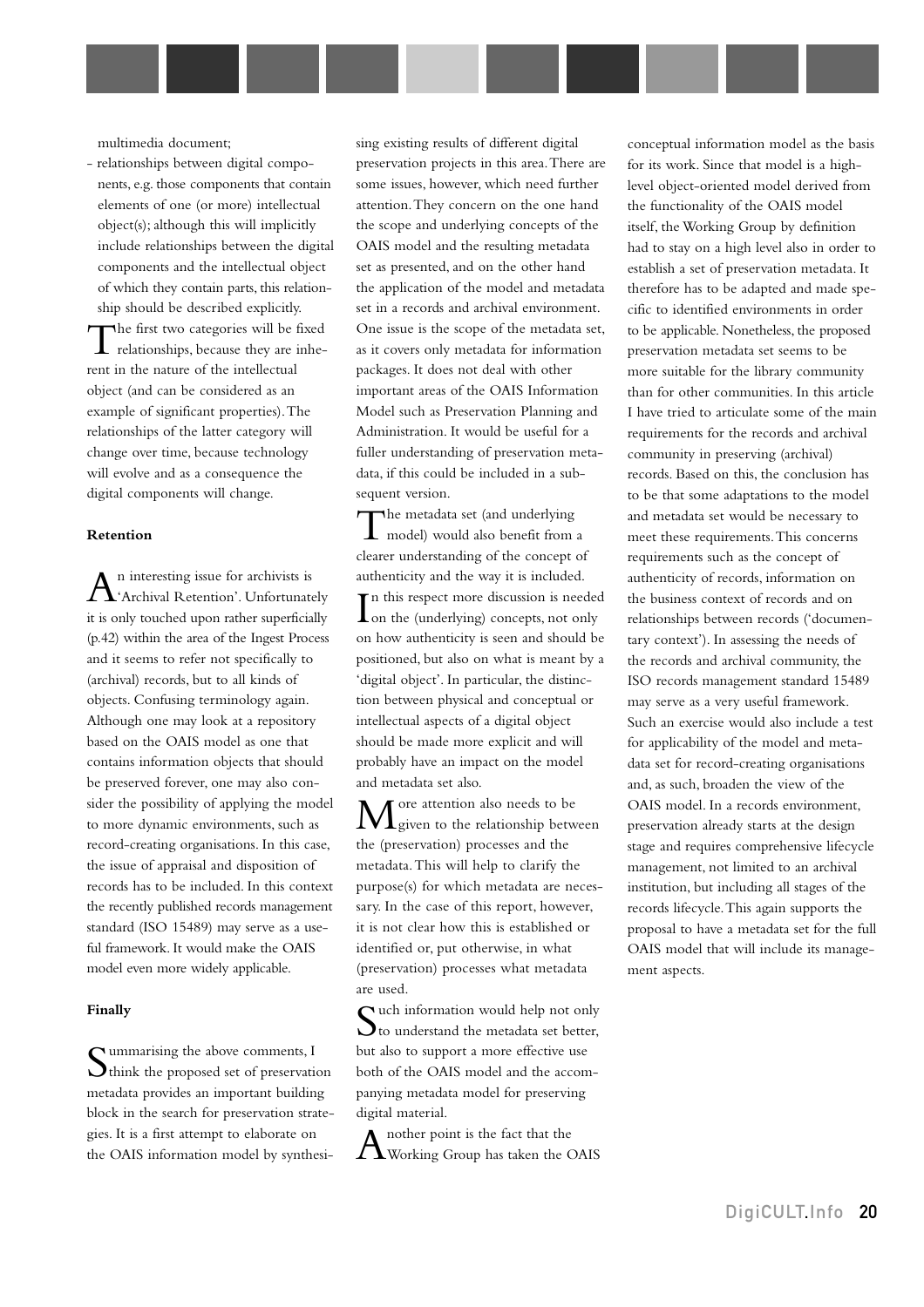multimedia document;

- relationships between digital components, e.g. those components that contain elements of one (or more) intellectual object(s); although this will implicitly include relationships between the digital components and the intellectual object of which they contain parts, this relationship should be described explicitly.

The first two categories will be fixed relationships, because they are inherent in the nature of the intellectual object (and can be considered as an example of significant properties). The relationships of the latter category will change over time, because technology will evolve and as a consequence the digital components will change.

**Retention**

An interesting issue for archivists is 'Archival Retention'. Unfortunately it is only touched upon rather superficially (p.42) within the area of the Ingest Process and it seems to refer not specifically to (archival) records, but to all kinds of objects. Confusing terminology again. Although one may look at a repository based on the OAIS model as one that contains information objects that should be preserved forever, one may also consider the possibility of applying the model to more dynamic environments, such as record-creating organisations. In this case, the issue of appraisal and disposition of records has to be included. In this context the recently published records management standard (ISO 15489) may serve as a useful framework. It would make the OAIS model even more widely applicable.

**Finally**

Summarising the above comments, I think the proposed set of preservation metadata provides an important building block in the search for preservation strategies. It is a first attempt to elaborate on the OAIS information model by synthesising existing results of different digital preservation projects in this area. There are some issues, however, which need further attention. They concern on the one hand the scope and underlying concepts of the OAIS model and the resulting metadata set as presented, and on the other hand the application of the model and metadata set in a records and archival environment. One issue is the scope of the metadata set, as it covers only metadata for information packages. It does not deal with other important areas of the OAIS Information Model such as Preservation Planning and Administration. It would be useful for a fuller understanding of preservation metadata, if this could be included in a subsequent version.

The metadata set (and underlying model) would also benefit from a clearer understanding of the concept of authenticity and the way it is included.

In this respect more discussion is needed on the (underlying) concepts, not only on how authenticity is seen and should be positioned, but also on what is meant by a 'digital object'. In particular, the distinction between physical and conceptual or intellectual aspects of a digital object should be made more explicit and will probably have an impact on the model and metadata set also.

More attention also needs to be given to the relationship between the (preservation) processes and the metadata. This will help to clarify the purpose(s) for which metadata are necessary. In the case of this report, however, it is not clear how this is established or identified or, put otherwise, in what (preservation) processes what metadata are used.

Such information would help not only to understand the metadata set better, but also to support a more effective use both of the OAIS model and the accompanying metadata model for preserving digital material.

Another point is the fact that the Working Group has taken the OAIS conceptual information model as the basis for its work. Since that model is a high-level object-oriented model derived from the functionality of the OAIS model itself, the Working Group by definition had to stay on a high level also in order to establish a set of preservation metadata. It therefore has to be adapted and made specific to identified environments in order to be applicable. Nonetheless, the proposed preservation metadata set seems to be more suitable for the library community than for other communities. In this article I have tried to articulate some of the main requirements for the records and archival community in preserving (archival) records. Based on this, the conclusion has to be that some adaptations to the model and metadata set would be necessary to meet these requirements. This concerns requirements such as the concept of authenticity of records, information on the business context of records and on relationships between records ('documentary context'). In assessing the needs of the records and archival community, the ISO records management standard 15489 may serve as a very useful framework. Such an exercise would also include a test for applicability of the model and metadata set for record-creating organisations and, as such, broaden the view of the OAIS model. In a records environment, preservation already starts at the design stage and requires comprehensive lifecycle management, not limited to an archival institution, but including all stages of the records lifecycle. This again supports the proposal to have a metadata set for the full OAIS model that will include its management aspects.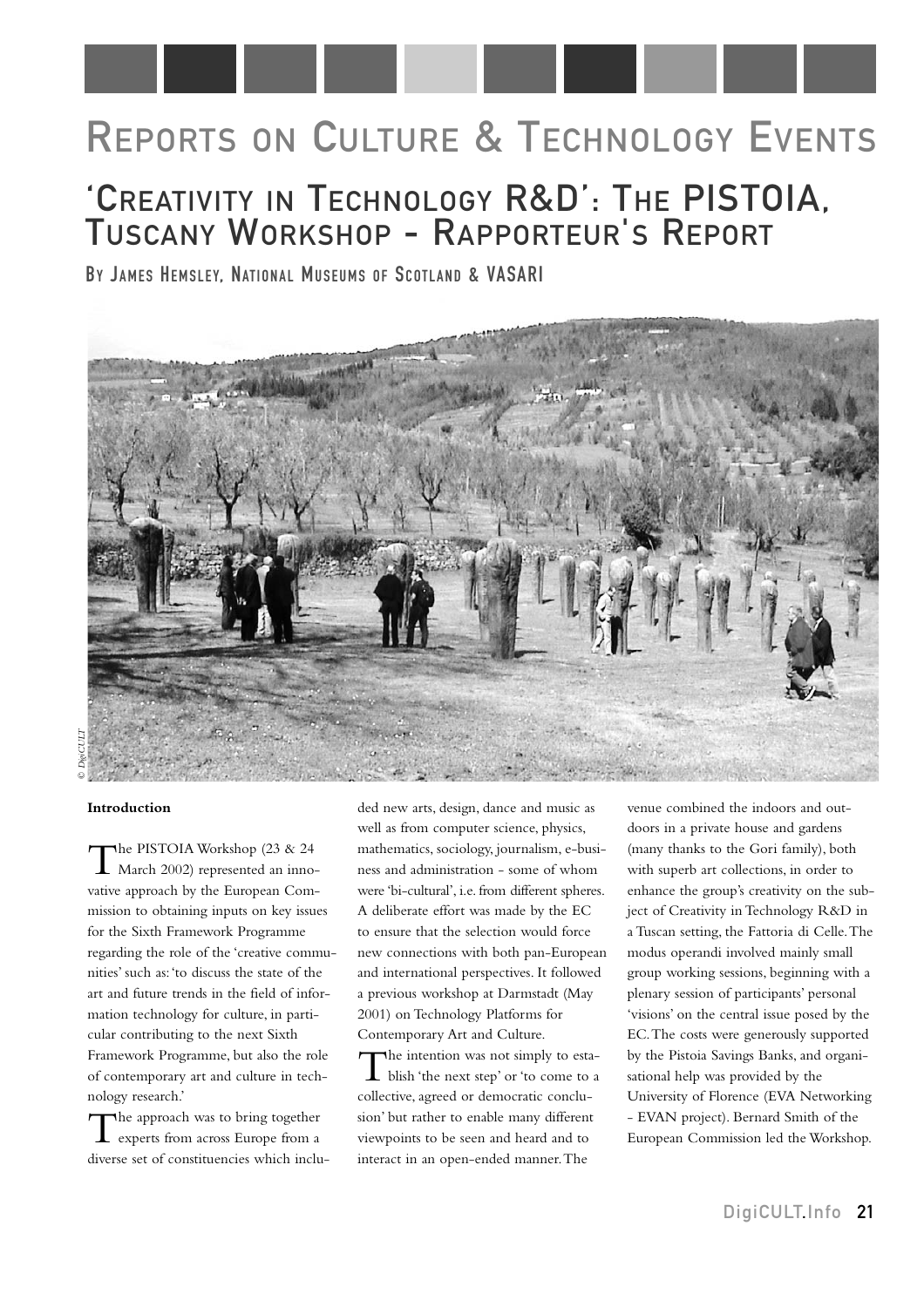# Reports on Culture & Technology Events

## 'Creativity in Technology R&D': The PISTOIA, Tuscany Workshop - Rapporteur's Report

By James Hemsley, National Museums of Scotland & VASARI

© DigiCULT

### Introduction

The PISTOIA Workshop (23 & 24 March 2002) represented an innovative approach by the European Commission to obtaining inputs on key issues for the Sixth Framework Programme regarding the role of the 'creative communities' such as: 'to discuss the state of the art and future trends in the field of information technology for culture, in particular contributing to the next Sixth Framework Programme, but also the role of contemporary art and culture in technology research.'

The approach was to bring together experts from across Europe from a diverse set of constituencies which included new arts, design, dance and music as well as from computer science, physics, mathematics, sociology, journalism, e-business and administration - some of whom were 'bi-cultural', i.e. from different spheres. A deliberate effort was made by the EC to ensure that the selection would force new connections with both pan-European and international perspectives. It followed a previous workshop at Darmstadt (May 2001) on Technology Platforms for Contemporary Art and Culture.

The intention was not simply to establish 'the next step' or 'to come to a collective, agreed or democratic conclusion' but rather to enable many different viewpoints to be seen and heard and to interact in an open-ended manner. The venue combined the indoors and outdoors in a private house and gardens (many thanks to the Gori family), both with superb art collections, in order to enhance the group's creativity on the subject of Creativity in Technology R&D in a Tuscan setting, the Fattoria di Celle. The modus operandi involved mainly small group working sessions, beginning with a plenary session of participants' personal 'visions' on the central issue posed by the EC. The costs were generously supported by the Pistoia Savings Banks, and organisational help was provided by the University of Florence (EVA Networking - EVAN project). Bernard Smith of the European Commission led the Workshop.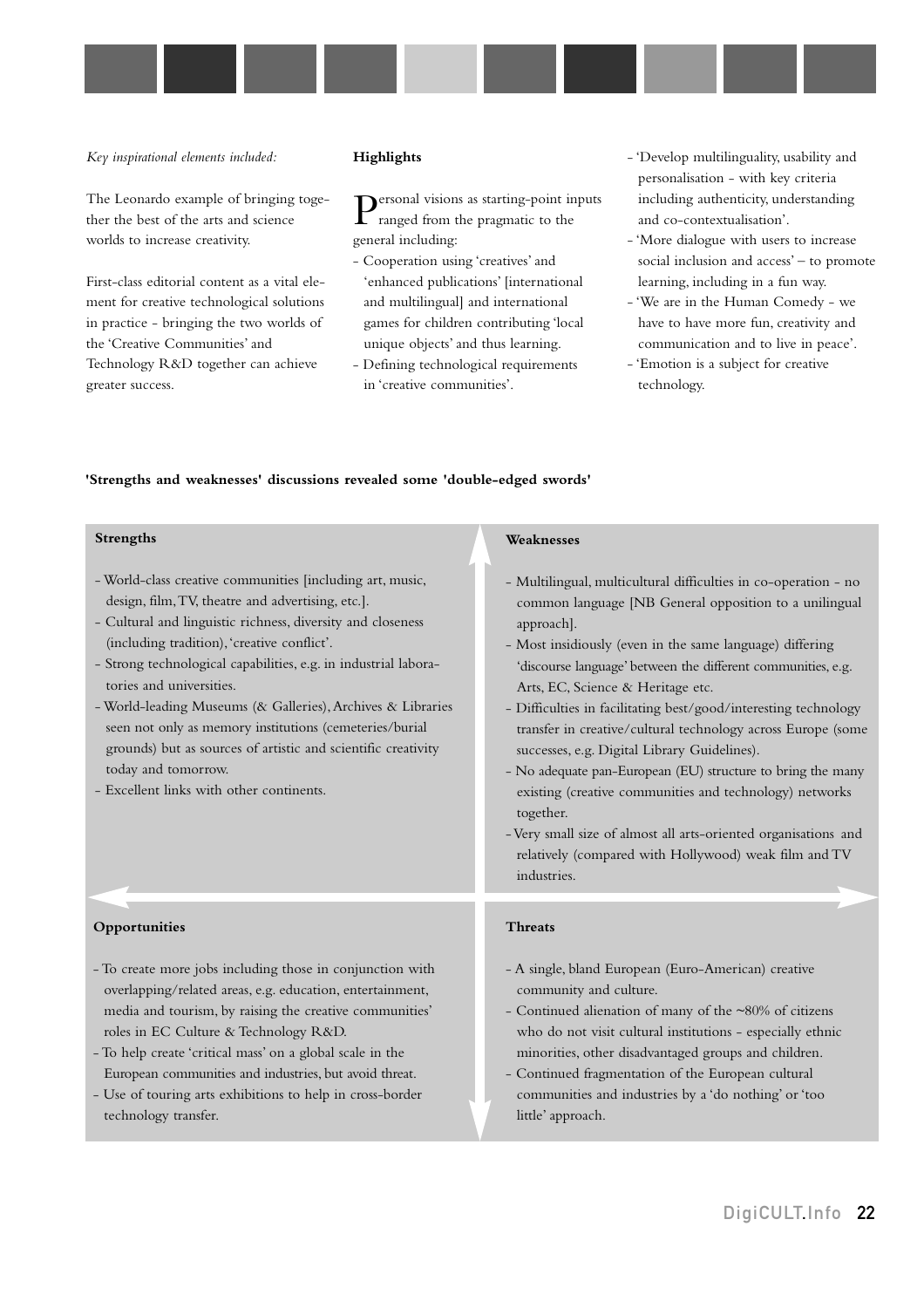*Key inspirational elements included:*

The Leonardo example of bringing together the best of the arts and science worlds to increase creativity.

First-class editorial content as a vital element for creative technological solutions in practice - bringing the two worlds of the 'Creative Communities' and Technology R&D together can achieve greater success.

**Highlights**

Personal visions as starting-point inputs ranged from the pragmatic to the general including:

- Cooperation using 'creatives' and 'enhanced publications' [international and multilingual] and international games for children contributing 'local unique objects' and thus learning.
- Defining technological requirements in 'creative communities'.
- 'Develop multilinguality, usability and personalisation - with key criteria including authenticity, understanding and co-contextualisation'.
- 'More dialogue with users to increase social inclusion and access' – to promote learning, including in a fun way.
- 'We are in the Human Comedy - we have to have more fun, creativity and communication and to live in peace'.
- 'Emotion is a subject for creative technology.

**'Strengths and weaknesses' discussions revealed some 'double-edged swords'**

**Strengths**

- World-class creative communities [including art, music, design, film, TV, theatre and advertising, etc.].
- Cultural and linguistic richness, diversity and closeness (including tradition), 'creative conflict'.
- Strong technological capabilities, e.g. in industrial laboratories and universities.
- World-leading Museums (& Galleries), Archives & Libraries seen not only as memory institutions (cemeteries/burial grounds) but as sources of artistic and scientific creativity today and tomorrow.
- Excellent links with other continents.

**Weaknesses**

- Multilingual, multicultural difficulties in co-operation - no common language [NB General opposition to a unilingual approach].
- Most insidiously (even in the same language) differing 'discourse language' between the different communities, e.g. Arts, EC, Science & Heritage etc.
- Difficulties in facilitating best/good/interesting technology transfer in creative/cultural technology across Europe (some successes, e.g. Digital Library Guidelines).
- No adequate pan-European (EU) structure to bring the many existing (creative communities and technology) networks together.
- Very small size of almost all arts-oriented organisations and relatively (compared with Hollywood) weak film and TV industries.

**Opportunities**

- To create more jobs including those in conjunction with overlapping/related areas, e.g. education, entertainment, media and tourism, by raising the creative communities' roles in EC Culture & Technology R&D.
- To help create 'critical mass' on a global scale in the European communities and industries, but avoid threat.
- Use of touring arts exhibitions to help in cross-border technology transfer.

**Threats**

- A single, bland European (Euro-American) creative community and culture.
- Continued alienation of many of the ~80% of citizens who do not visit cultural institutions - especially ethnic minorities, other disadvantaged groups and children.
- Continued fragmentation of the European cultural communities and industries by a 'do nothing' or 'too little' approach.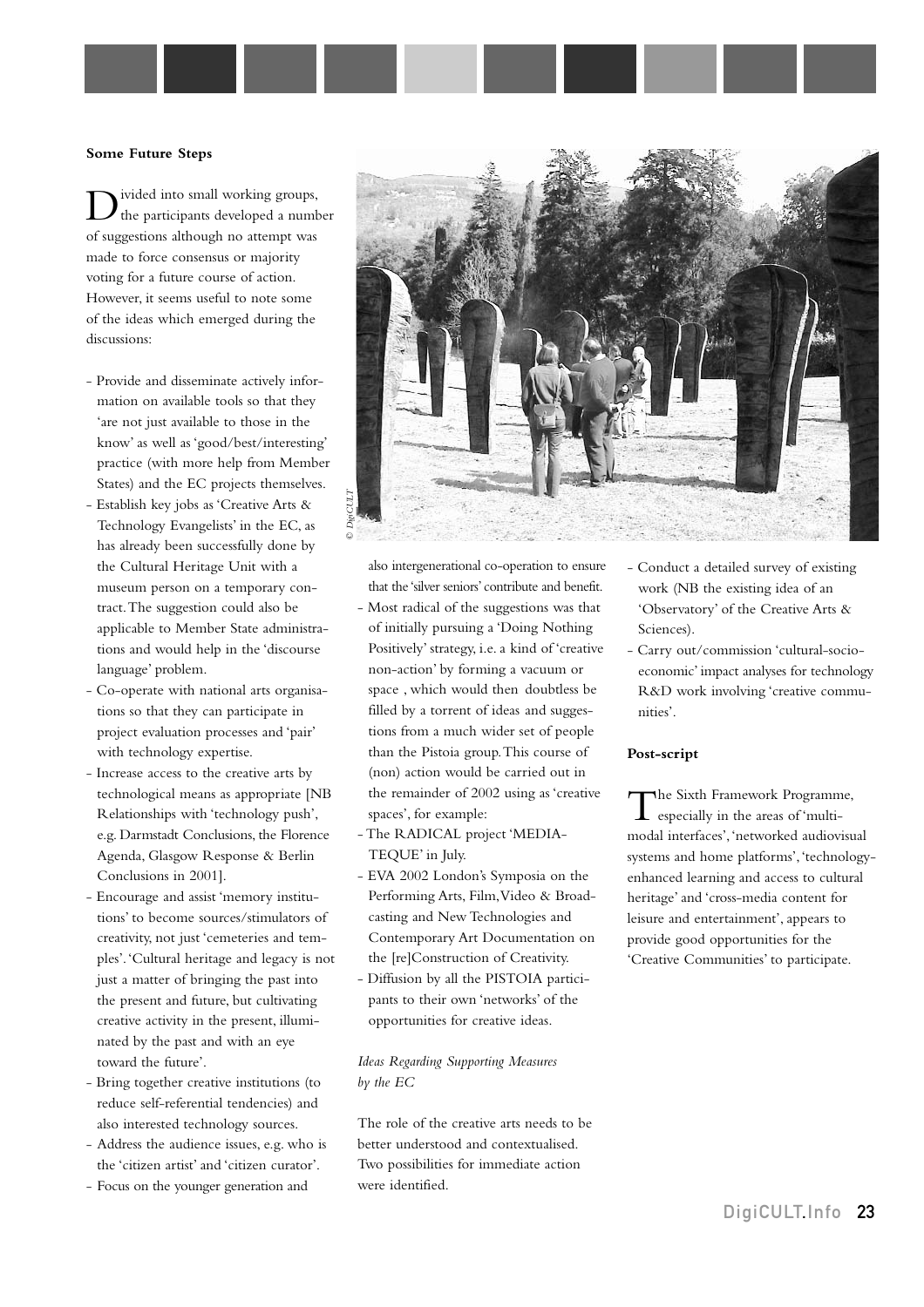### Some Future Steps

Divided into small working groups, the participants developed a number of suggestions although no attempt was made to force consensus or majority voting for a future course of action. However, it seems useful to note some of the ideas which emerged during the discussions:

- Provide and disseminate actively information on available tools so that they 'are not just available to those in the know' as well as 'good/best/interesting' practice (with more help from Member States) and the EC projects themselves.
- Establish key jobs as 'Creative Arts & Technology Evangelists' in the EC, as has already been successfully done by the Cultural Heritage Unit with a museum person on a temporary contract. The suggestion could also be applicable to Member State administrations and would help in the 'discourse language' problem.
- Co-operate with national arts organisations so that they can participate in project evaluation processes and 'pair' with technology expertise.
- Increase access to the creative arts by technological means as appropriate [NB Relationships with 'technology push', e.g. Darmstadt Conclusions, the Florence Agenda, Glasgow Response & Berlin Conclusions in 2001].
- Encourage and assist 'memory institutions' to become sources/stimulators of creativity, not just 'cemeteries and temples'. 'Cultural heritage and legacy is not just a matter of bringing the past into the present and future, but cultivating creative activity in the present, illuminated by the past and with an eye toward the future'.
- Bring together creative institutions (to reduce self-referential tendencies) and also interested technology sources.
- Address the audience issues, e.g. who is the 'citizen artist' and 'citizen curator'.
- Focus on the younger generation and also intergenerational co-operation to ensure that the 'silver seniors' contribute and benefit.
- Most radical of the suggestions was that of initially pursuing a 'Doing Nothing Positively' strategy, i.e. a kind of 'creative non-action' by forming a vacuum or space , which would then doubtless be filled by a torrent of ideas and suggestions from a much wider set of people than the Pistoia group. This course of (non) action would be carried out in the remainder of 2002 using as 'creative spaces', for example:
  - The RADICAL project 'MEDIA-TEQUE' in July.
  - EVA 2002 London's Symposia on the Performing Arts, Film, Video & Broadcasting and New Technologies and Contemporary Art Documentation on the [re]Construction of Creativity.
  - Diffusion by all the PISTOIA participants to their own 'networks' of the opportunities for creative ideas.

*Ideas Regarding Supporting Measures by the EC*

The role of the creative arts needs to be better understood and contextualised. Two possibilities for immediate action were identified.

- Conduct a detailed survey of existing work (NB the existing idea of an 'Observatory' of the Creative Arts & Sciences).
- Carry out/commission 'cultural-socio-economic' impact analyses for technology R&D work involving 'creative communities'.

### Post-script

The Sixth Framework Programme, especially in the areas of 'multi-modal interfaces', 'networked audiovisual systems and home platforms', 'technology-enhanced learning and access to cultural heritage' and 'cross-media content for leisure and entertainment', appears to provide good opportunities for the 'Creative Communities' to participate.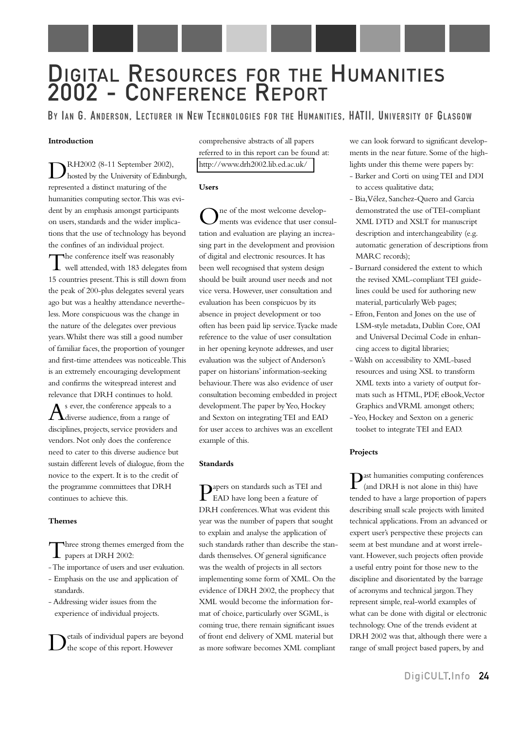# Digital Resources for the Humanities 2002 - Conference Report

By Ian G. Anderson, Lecturer in New Technologies for the Humanities, HATII, University of Glasgow

**Introduction**

DRH2002 (8-11 September 2002), hosted by the University of Edinburgh, represented a distinct maturing of the humanities computing sector. This was evident by an emphasis amongst participants on users, standards and the wider implications that the use of technology has beyond the confines of an individual project.

The conference itself was reasonably well attended, with 183 delegates from 15 countries present. This is still down from the peak of 200-plus delegates several years ago but was a healthy attendance nevertheless. More conspicuous was the change in the nature of the delegates over previous years. Whilst there was still a good number of familiar faces, the proportion of younger and first-time attendees was noticeable. This is an extremely encouraging development and confirms the witespread interest and relevance that DRH continues to hold.

As ever, the conference appeals to a diverse audience, from a range of disciplines, projects, service providers and vendors. Not only does the conference need to cater to this diverse audience but sustain different levels of dialogue, from the novice to the expert. It is to the credit of the programme committees that DRH continues to achieve this.

**Themes**

Three strong themes emerged from the papers at DRH 2002:

- The importance of users and user evaluation.
- Emphasis on the use and application of standards.
- Addressing wider issues from the experience of individual projects.

Details of individual papers are beyond the scope of this report. However comprehensive abstracts of all papers referred to in this report can be found at: http://www.drh2002.lib.ed.ac.uk/

**Users**

One of the most welcome developments was evidence that user consultation and evaluation are playing an increasing part in the development and provision of digital and electronic resources. It has been well recognised that system design should be built around user needs and not vice versa. However, user consultation and evaluation has been conspicuos by its absence in project development or too often has been paid lip service. Tyacke made reference to the value of user consultation in her opening keynote addresses, and user evaluation was the subject of Anderson's paper on historians' information-seeking behaviour. There was also evidence of user consultation becoming embedded in project development. The paper by Yeo, Hockey and Sexton on integrating TEI and EAD for user access to archives was an excellent example of this.

**Standards**

Papers on standards such as TEI and EAD have long been a feature of DRH conferences. What was evident this year was the number of papers that sought to explain and analyse the application of such standards rather than describe the standards themselves. Of general significance was the wealth of projects in all sectors implementing some form of XML. On the evidence of DRH 2002, the prophecy that XML would become the information format of choice, particularly over SGML, is coming true, there remain significant issues of front end delivery of XML material but as more software becomes XML compliant we can look forward to significant developments in the near future. Some of the highlights under this theme were papers by:

- Barker and Corti on using TEI and DDI to access qualitative data;
- Bia, Vélez, Sanchez-Quero and Garcia demonstrated the use of TEI-compliant XML DTD and XSLT for manuscript description and interchangeability (e.g. automatic generation of descriptions from MARC records);
- Burnard considered the extent to which the revised XML-compliant TEI guidelines could be used for authoring new material, particularly Web pages;
- Efron, Fenton and Jones on the use of LSM-style metadata, Dublin Core, OAI and Universal Decimal Code in enhancing access to digital libraries;
- Walsh on accessibility to XML-based resources and using XSL to transform XML texts into a variety of output formats such as HTML, PDF, eBook, Vector Graphics and VRML amongst others;
- Yeo, Hockey and Sexton on a generic toolset to integrate TEI and EAD.

**Projects**

Past humanities computing conferences (and DRH is not alone in this) have tended to have a large proportion of papers describing small scale projects with limited technical applications. From an advanced or expert user's perspective these projects can seem at best mundane and at worst irrelevant. However, such projects often provide a useful entry point for those new to the discipline and disorientated by the barrage of acronyms and technical jargon. They represent simple, real-world examples of what can be done with digital or electronic technology. One of the trends evident at DRH 2002 was that, although there were a range of small project based papers, by and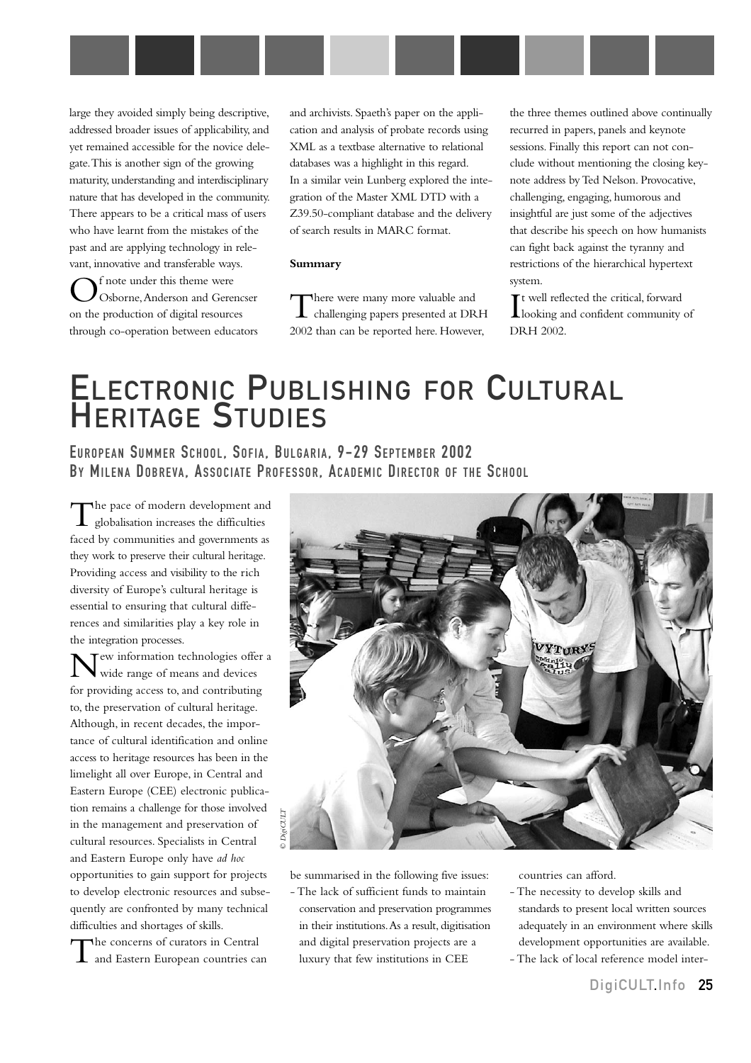large they avoided simply being descriptive, addressed broader issues of applicability, and yet remained accessible for the novice delegate. This is another sign of the growing maturity, understanding and interdisciplinary nature that has developed in the community. There appears to be a critical mass of users who have learnt from the mistakes of the past and are applying technology in relevant, innovative and transferable ways.

Of note under this theme were Osborne, Anderson and Gerencser on the production of digital resources through co-operation between educators and archivists. Spaeth's paper on the application and analysis of probate records using XML as a textbase alternative to relational databases was a highlight in this regard. In a similar vein Lunberg explored the integration of the Master XML DTD with a Z39.50-compliant database and the delivery of search results in MARC format.

**Summary**

There were many more valuable and challenging papers presented at DRH 2002 than can be reported here. However, the three themes outlined above continually recurred in papers, panels and keynote sessions. Finally this report can not conclude without mentioning the closing keynote address by Ted Nelson. Provocative, challenging, engaging, humorous and insightful are just some of the adjectives that describe his speech on how humanists can fight back against the tyranny and restrictions of the hierarchical hypertext system.

It well reflected the critical, forward looking and confident community of DRH 2002.

# Electronic Publishing for Cultural Heritage Studies

## European Summer School, Sofia, Bulgaria, 9–29 September 2002
## By Milena Dobreva, Associate Professor, Academic Director of the School

The pace of modern development and globalisation increases the difficulties faced by communities and governments as they work to preserve their cultural heritage. Providing access and visibility to the rich diversity of Europe's cultural heritage is essential to ensuring that cultural differences and similarities play a key role in the integration processes.

New information technologies offer a wide range of means and devices for providing access to, and contributing to, the preservation of cultural heritage. Although, in recent decades, the importance of cultural identification and online access to heritage resources has been in the limelight all over Europe, in Central and Eastern Europe (CEE) electronic publication remains a challenge for those involved in the management and preservation of cultural resources. Specialists in Central and Eastern Europe only have *ad hoc* opportunities to gain support for projects to develop electronic resources and subsequently are confronted by many technical difficulties and shortages of skills.

The concerns of curators in Central and Eastern European countries can be summarised in the following five issues:

- The lack of sufficient funds to maintain conservation and preservation programmes in their institutions. As a result, digitisation and digital preservation projects are a luxury that few institutions in CEE countries can afford.
- The necessity to develop skills and standards to present local written sources adequately in an environment where skills development opportunities are available.
- The lack of local reference model inter-

© DigiCULT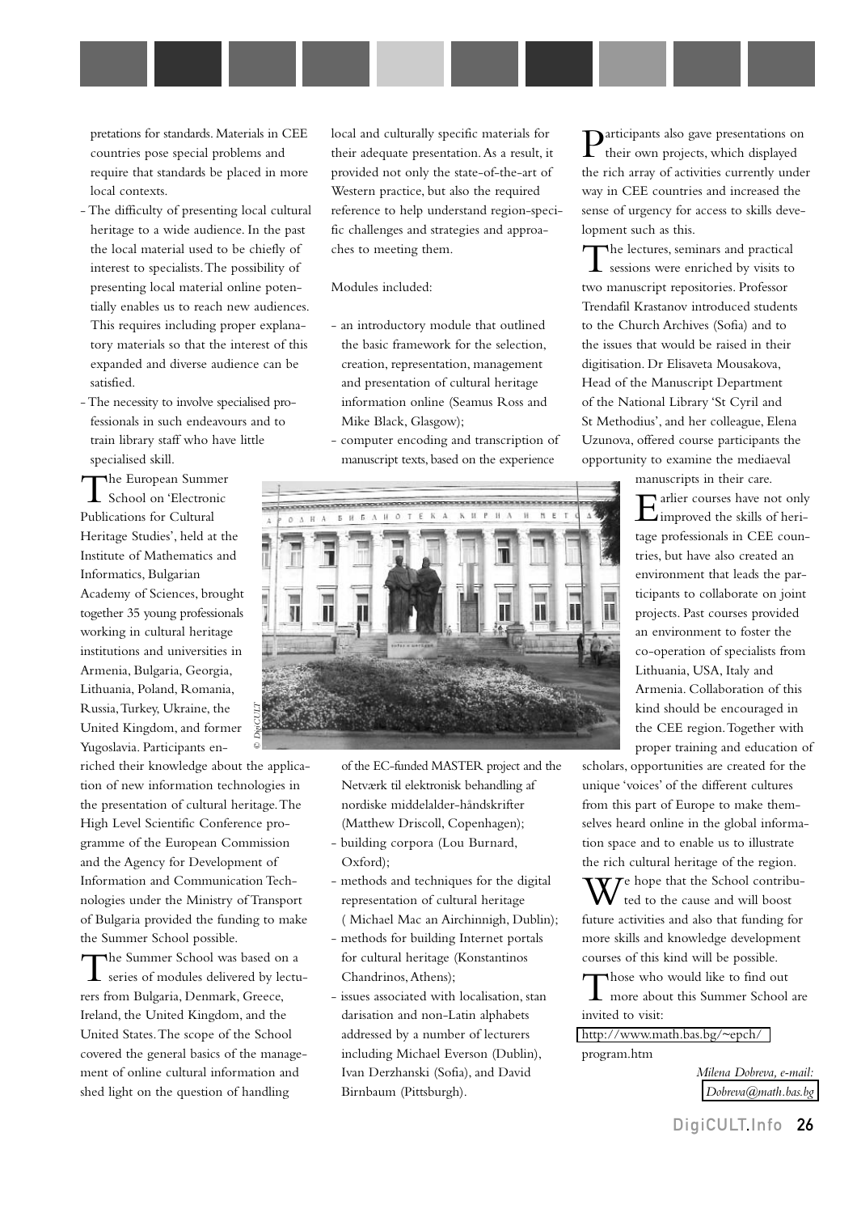pretations for standards. Materials in CEE countries pose special problems and require that standards be placed in more local contexts.

- The difficulty of presenting local cultural heritage to a wide audience. In the past the local material used to be chiefly of interest to specialists. The possibility of presenting local material online potentially enables us to reach new audiences. This requires including proper explanatory materials so that the interest of this expanded and diverse audience can be satisfied.
- The necessity to involve specialised professionals in such endeavours and to train library staff who have little specialised skill.

The European Summer School on 'Electronic Publications for Cultural Heritage Studies', held at the Institute of Mathematics and Informatics, Bulgarian Academy of Sciences, brought together 35 young professionals working in cultural heritage institutions and universities in Armenia, Bulgaria, Georgia, Lithuania, Poland, Romania, Russia, Turkey, Ukraine, the United Kingdom, and former Yugoslavia. Participants enriched their knowledge about the application of new information technologies in the presentation of cultural heritage. The High Level Scientific Conference programme of the European Commission and the Agency for Development of Information and Communication Technologies under the Ministry of Transport of Bulgaria provided the funding to make the Summer School possible.

The Summer School was based on a series of modules delivered by lecturers from Bulgaria, Denmark, Greece, Ireland, the United Kingdom, and the United States. The scope of the School covered the general basics of the management of online cultural information and shed light on the question of handling local and culturally specific materials for their adequate presentation. As a result, it provided not only the state-of-the-art of Western practice, but also the required reference to help understand region-specific challenges and strategies and approaches to meeting them.

Modules included:

- an introductory module that outlined the basic framework for the selection, creation, representation, management and presentation of cultural heritage information online (Seamus Ross and Mike Black, Glasgow);
- computer encoding and transcription of manuscript texts, based on the experience of the EC-funded MASTER project and the Netværk til elektronisk behandling af nordiske middelalder-håndskrifter (Matthew Driscoll, Copenhagen);
- building corpora (Lou Burnard, Oxford);
- methods and techniques for the digital representation of cultural heritage ( Michael Mac an Airchinnigh, Dublin);
- methods for building Internet portals for cultural heritage (Konstantinos Chandrinos, Athens);
- issues associated with localisation, standarisation and non-Latin alphabets addressed by a number of lecturers including Michael Everson (Dublin), Ivan Derzhanski (Sofia), and David Birnbaum (Pittsburgh).

© DigiCULT

Participants also gave presentations on their own projects, which displayed the rich array of activities currently under way in CEE countries and increased the sense of urgency for access to skills development such as this.

The lectures, seminars and practical sessions were enriched by visits to two manuscript repositories. Professor Trendafil Krastanov introduced students to the Church Archives (Sofia) and to the issues that would be raised in their digitisation. Dr Elisaveta Mousakova, Head of the Manuscript Department of the National Library 'St Cyril and St Methodius', and her colleague, Elena Uzunova, offered course participants the opportunity to examine the mediaeval manuscripts in their care.

Earlier courses have not only improved the skills of heritage professionals in CEE countries, but have also created an environment that leads the participants to collaborate on joint projects. Past courses provided an environment to foster the co-operation of specialists from Lithuania, USA, Italy and Armenia. Collaboration of this kind should be encouraged in the CEE region. Together with proper training and education of scholars, opportunities are created for the unique 'voices' of the different cultures from this part of Europe to make themselves heard online in the global information space and to enable us to illustrate the rich cultural heritage of the region.

We hope that the School contributed to the cause and will boost future activities and also that funding for more skills and knowledge development courses of this kind will be possible.

Those who would like to find out more about this Summer School are invited to visit:
http://www.math.bas.bg/~epch/program.htm

*Milena Dobreva, e-mail: Dobreva@math.bas.bg*